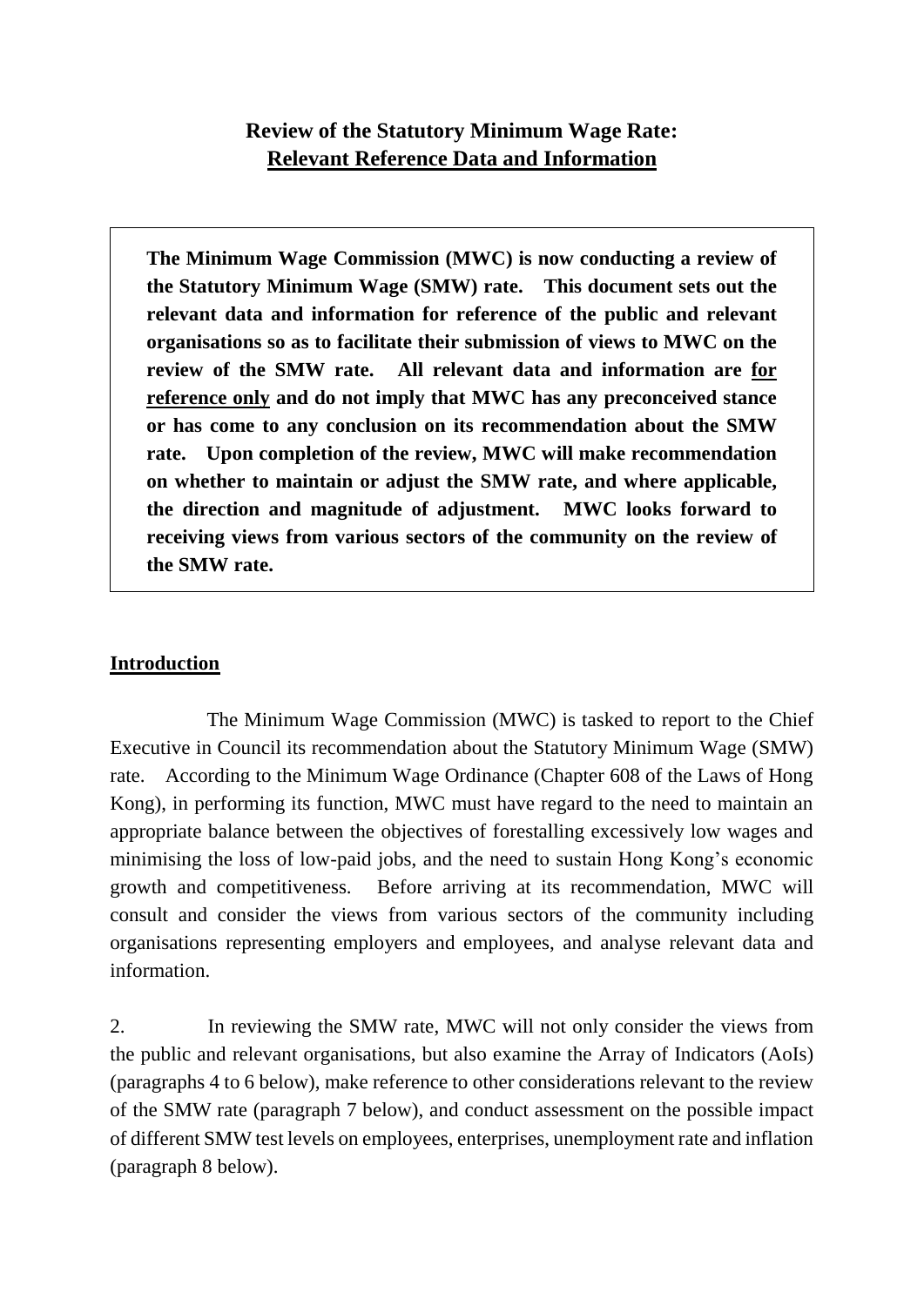# **Review of the Statutory Minimum Wage Rate:**
# **<u>Relevant Reference Data and Information</u>**

**The Minimum Wage Commission (MWC) is now conducting a review of the Statutory Minimum Wage (SMW) rate. This document sets out the relevant data and information for reference of the public and relevant organisations so as to facilitate their submission of views to MWC on the review of the SMW rate. All relevant data and information are <u>for reference only</u> and do not imply that MWC has any preconceived stance or has come to any conclusion on its recommendation about the SMW rate. Upon completion of the review, MWC will make recommendation on whether to maintain or adjust the SMW rate, and where applicable, the direction and magnitude of adjustment. MWC looks forward to receiving views from various sectors of the community on the review of the SMW rate.**

## <u>Introduction</u>

The Minimum Wage Commission (MWC) is tasked to report to the Chief Executive in Council its recommendation about the Statutory Minimum Wage (SMW) rate. According to the Minimum Wage Ordinance (Chapter 608 of the Laws of Hong Kong), in performing its function, MWC must have regard to the need to maintain an appropriate balance between the objectives of forestalling excessively low wages and minimising the loss of low-paid jobs, and the need to sustain Hong Kong's economic growth and competitiveness. Before arriving at its recommendation, MWC will consult and consider the views from various sectors of the community including organisations representing employers and employees, and analyse relevant data and information.

2. In reviewing the SMW rate, MWC will not only consider the views from the public and relevant organisations, but also examine the Array of Indicators (AoIs) (paragraphs 4 to 6 below), make reference to other considerations relevant to the review of the SMW rate (paragraph 7 below), and conduct assessment on the possible impact of different SMW test levels on employees, enterprises, unemployment rate and inflation (paragraph 8 below).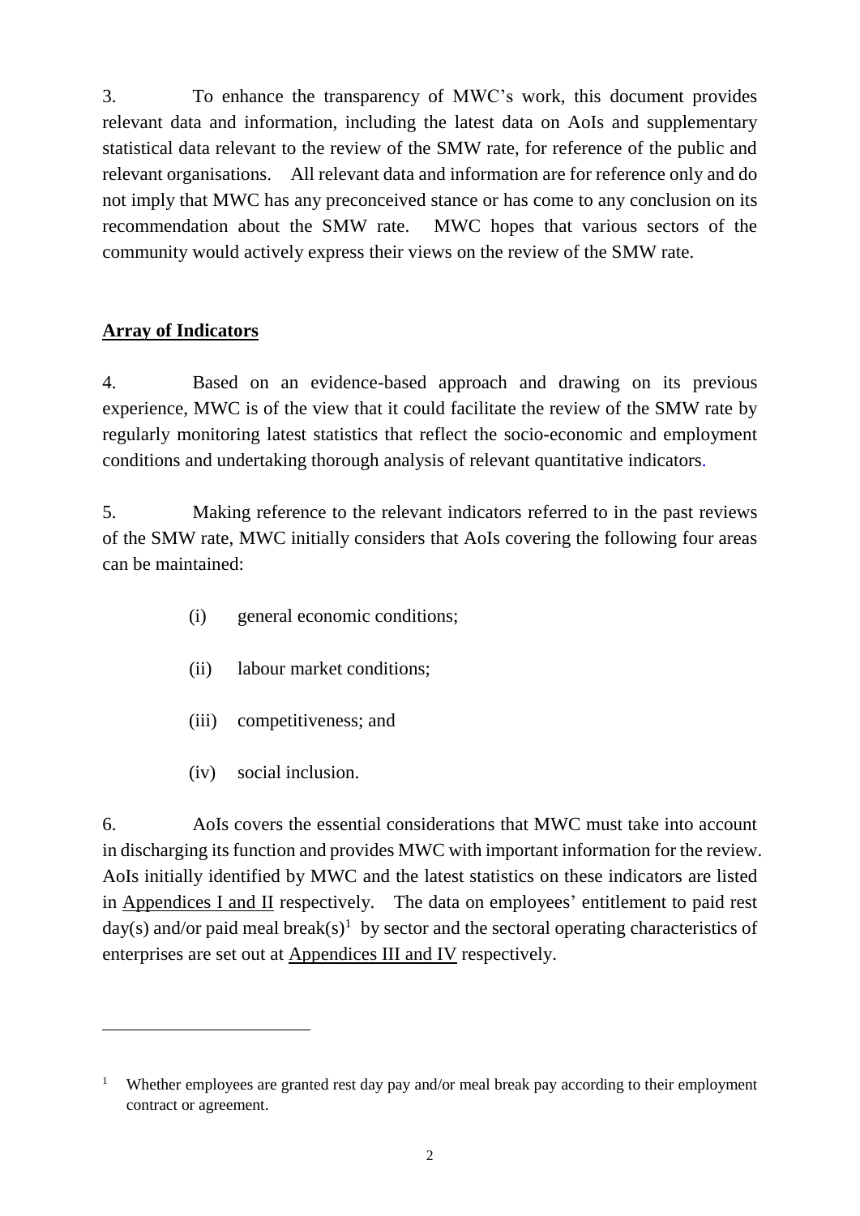3. To enhance the transparency of MWC's work, this document provides relevant data and information, including the latest data on AoIs and supplementary statistical data relevant to the review of the SMW rate, for reference of the public and relevant organisations. All relevant data and information are for reference only and do not imply that MWC has any preconceived stance or has come to any conclusion on its recommendation about the SMW rate. MWC hopes that various sectors of the community would actively express their views on the review of the SMW rate.

**Array of Indicators**

4. Based on an evidence-based approach and drawing on its previous experience, MWC is of the view that it could facilitate the review of the SMW rate by regularly monitoring latest statistics that reflect the socio-economic and employment conditions and undertaking thorough analysis of relevant quantitative indicators.

5. Making reference to the relevant indicators referred to in the past reviews of the SMW rate, MWC initially considers that AoIs covering the following four areas can be maintained:

(i) general economic conditions;

(ii) labour market conditions;

(iii) competitiveness; and

(iv) social inclusion.

6. AoIs covers the essential considerations that MWC must take into account in discharging its function and provides MWC with important information for the review. AoIs initially identified by MWC and the latest statistics on these indicators are listed in Appendices I and II respectively. The data on employees' entitlement to paid rest day(s) and/or paid meal break(s)[1] by sector and the sectoral operating characteristics of enterprises are set out at Appendices III and IV respectively.

---

[1] Whether employees are granted rest day pay and/or meal break pay according to their employment contract or agreement.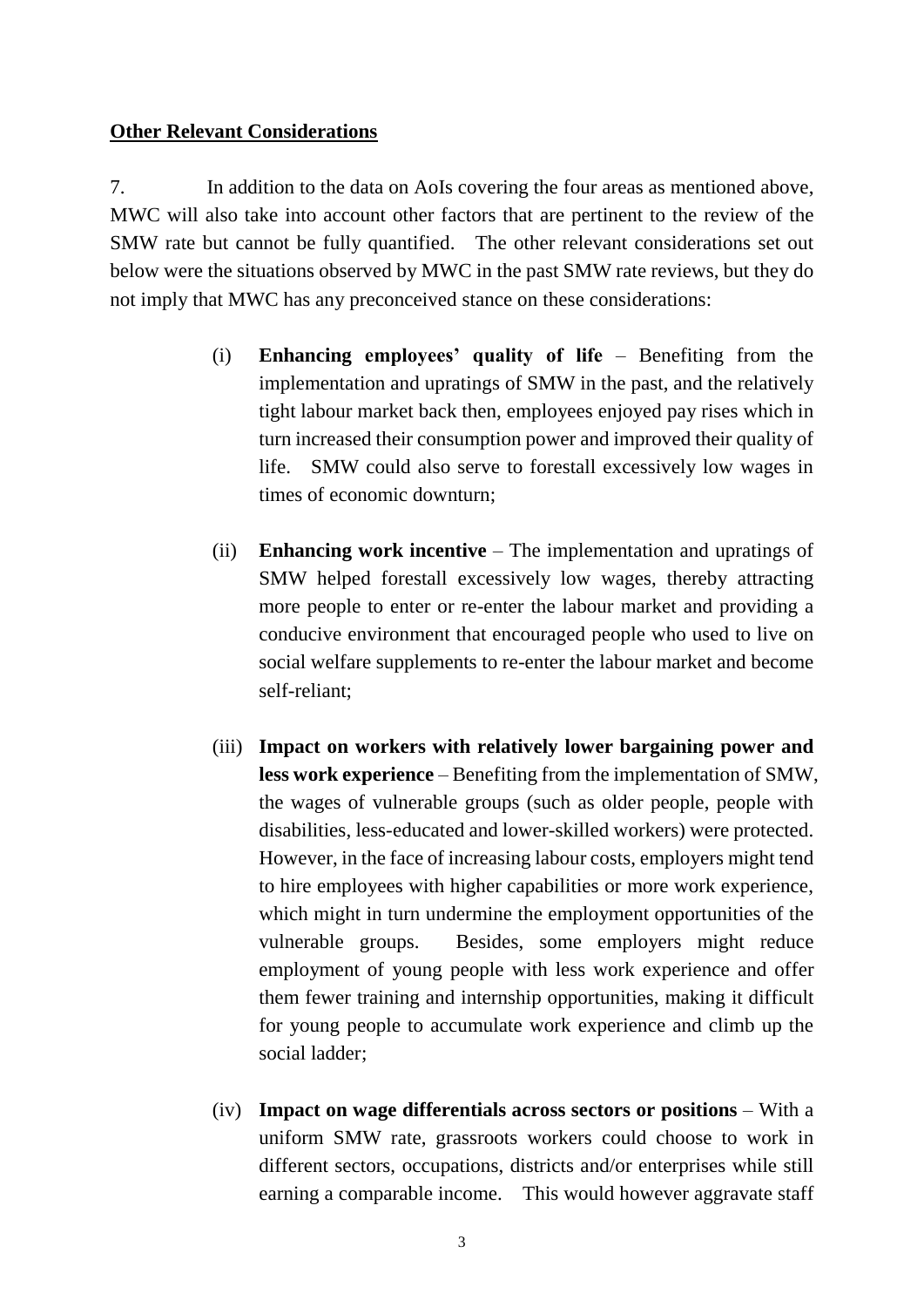**Other Relevant Considerations**

7. In addition to the data on AoIs covering the four areas as mentioned above, MWC will also take into account other factors that are pertinent to the review of the SMW rate but cannot be fully quantified. The other relevant considerations set out below were the situations observed by MWC in the past SMW rate reviews, but they do not imply that MWC has any preconceived stance on these considerations:

(i) **Enhancing employees' quality of life** – Benefiting from the implementation and upratings of SMW in the past, and the relatively tight labour market back then, employees enjoyed pay rises which in turn increased their consumption power and improved their quality of life. SMW could also serve to forestall excessively low wages in times of economic downturn;

(ii) **Enhancing work incentive** – The implementation and upratings of SMW helped forestall excessively low wages, thereby attracting more people to enter or re-enter the labour market and providing a conducive environment that encouraged people who used to live on social welfare supplements to re-enter the labour market and become self-reliant;

(iii) **Impact on workers with relatively lower bargaining power and less work experience** – Benefiting from the implementation of SMW, the wages of vulnerable groups (such as older people, people with disabilities, less-educated and lower-skilled workers) were protected. However, in the face of increasing labour costs, employers might tend to hire employees with higher capabilities or more work experience, which might in turn undermine the employment opportunities of the vulnerable groups. Besides, some employers might reduce employment of young people with less work experience and offer them fewer training and internship opportunities, making it difficult for young people to accumulate work experience and climb up the social ladder;

(iv) **Impact on wage differentials across sectors or positions** – With a uniform SMW rate, grassroots workers could choose to work in different sectors, occupations, districts and/or enterprises while still earning a comparable income. This would however aggravate staff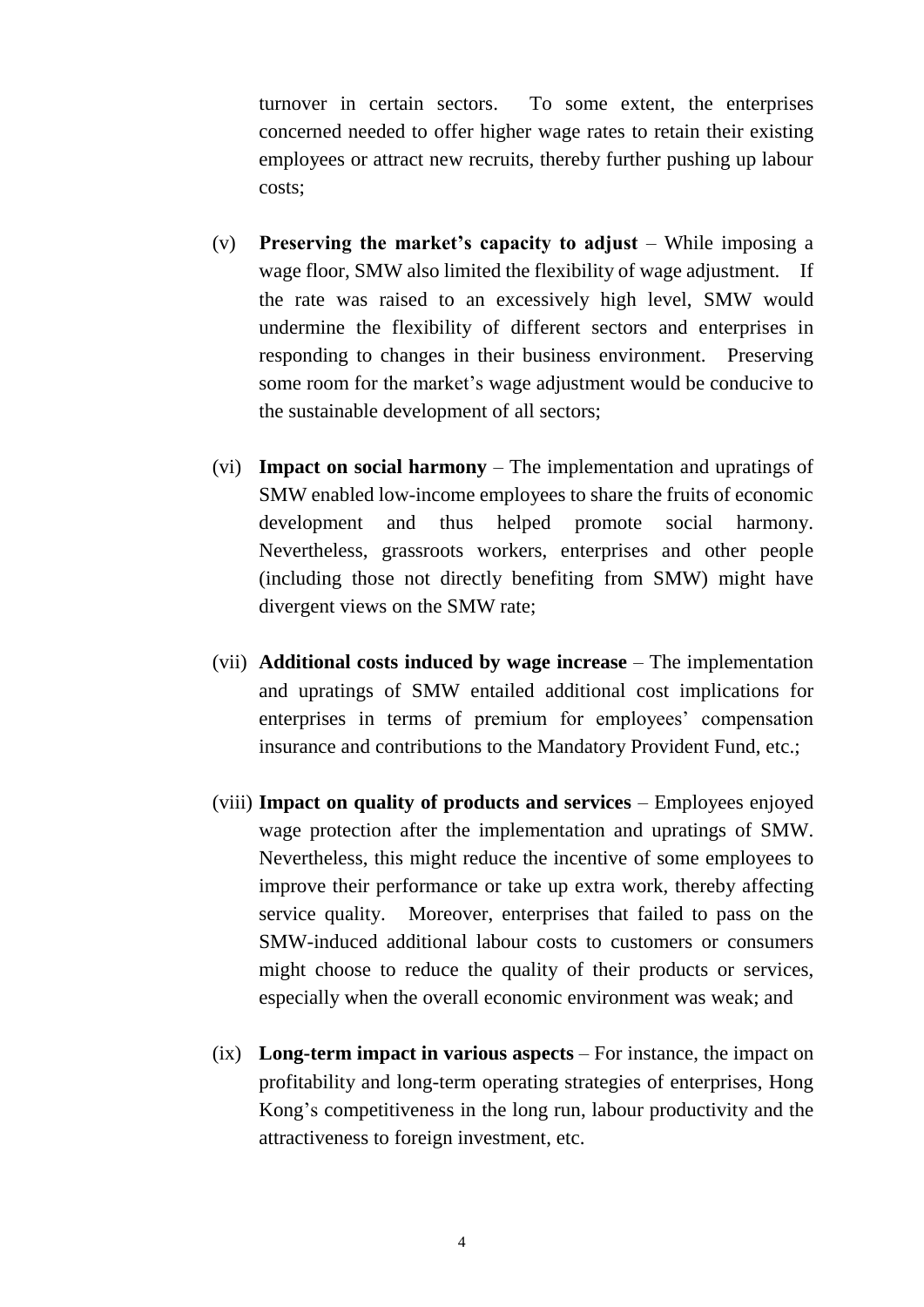turnover in certain sectors. To some extent, the enterprises concerned needed to offer higher wage rates to retain their existing employees or attract new recruits, thereby further pushing up labour costs;

(v) **Preserving the market's capacity to adjust** – While imposing a wage floor, SMW also limited the flexibility of wage adjustment. If the rate was raised to an excessively high level, SMW would undermine the flexibility of different sectors and enterprises in responding to changes in their business environment. Preserving some room for the market's wage adjustment would be conducive to the sustainable development of all sectors;

(vi) **Impact on social harmony** – The implementation and upratings of SMW enabled low-income employees to share the fruits of economic development and thus helped promote social harmony. Nevertheless, grassroots workers, enterprises and other people (including those not directly benefiting from SMW) might have divergent views on the SMW rate;

(vii) **Additional costs induced by wage increase** – The implementation and upratings of SMW entailed additional cost implications for enterprises in terms of premium for employees' compensation insurance and contributions to the Mandatory Provident Fund, etc.;

(viii) **Impact on quality of products and services** – Employees enjoyed wage protection after the implementation and upratings of SMW. Nevertheless, this might reduce the incentive of some employees to improve their performance or take up extra work, thereby affecting service quality. Moreover, enterprises that failed to pass on the SMW-induced additional labour costs to customers or consumers might choose to reduce the quality of their products or services, especially when the overall economic environment was weak; and

(ix) **Long-term impact in various aspects** – For instance, the impact on profitability and long-term operating strategies of enterprises, Hong Kong's competitiveness in the long run, labour productivity and the attractiveness to foreign investment, etc.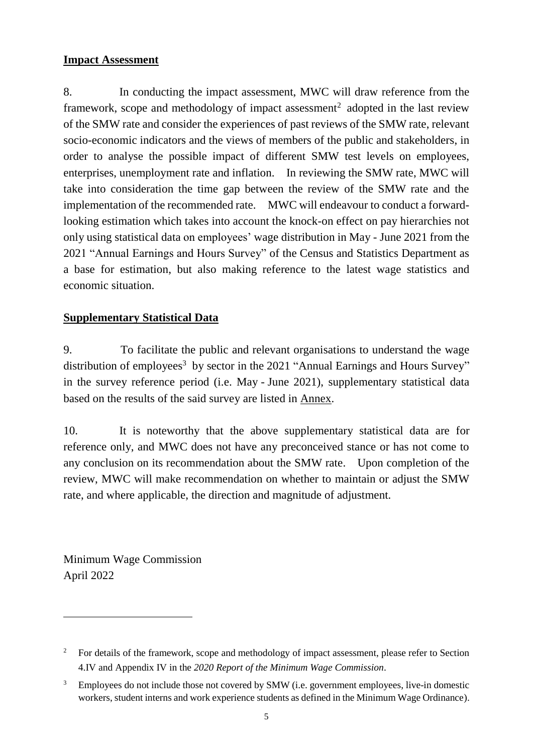**Impact Assessment**

8. In conducting the impact assessment, MWC will draw reference from the framework, scope and methodology of impact assessment[2] adopted in the last review of the SMW rate and consider the experiences of past reviews of the SMW rate, relevant socio-economic indicators and the views of members of the public and stakeholders, in order to analyse the possible impact of different SMW test levels on employees, enterprises, unemployment rate and inflation. In reviewing the SMW rate, MWC will take into consideration the time gap between the review of the SMW rate and the implementation of the recommended rate. MWC will endeavour to conduct a forward-looking estimation which takes into account the knock-on effect on pay hierarchies not only using statistical data on employees' wage distribution in May - June 2021 from the 2021 "Annual Earnings and Hours Survey" of the Census and Statistics Department as a base for estimation, but also making reference to the latest wage statistics and economic situation.

**Supplementary Statistical Data**

9. To facilitate the public and relevant organisations to understand the wage distribution of employees[3] by sector in the 2021 "Annual Earnings and Hours Survey" in the survey reference period (i.e. May - June 2021), supplementary statistical data based on the results of the said survey are listed in Annex.

10. It is noteworthy that the above supplementary statistical data are for reference only, and MWC does not have any preconceived stance or has not come to any conclusion on its recommendation about the SMW rate. Upon completion of the review, MWC will make recommendation on whether to maintain or adjust the SMW rate, and where applicable, the direction and magnitude of adjustment.

Minimum Wage Commission
April 2022

---

[2] For details of the framework, scope and methodology of impact assessment, please refer to Section 4.IV and Appendix IV in the *2020 Report of the Minimum Wage Commission*.

[3] Employees do not include those not covered by SMW (i.e. government employees, live-in domestic workers, student interns and work experience students as defined in the Minimum Wage Ordinance).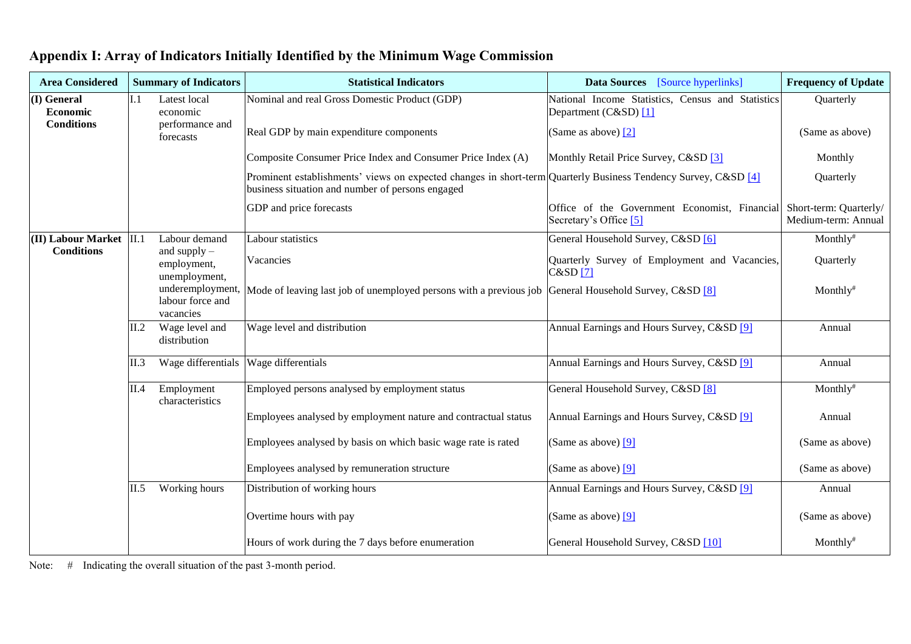## Appendix I: Array of Indicators Initially Identified by the Minimum Wage Commission

| Area Considered | Summary of Indicators | | Statistical Indicators | Data Sources [Source hyperlinks] | Frequency of Update |
|---|---|---|---|---|---|
| (I) General Economic Conditions | I.1 | Latest local economic performance and forecasts | Nominal and real Gross Domestic Product (GDP) | National Income Statistics, Census and Statistics Department (C&SD) [1] | Quarterly |
| | | | Real GDP by main expenditure components | (Same as above) [2] | (Same as above) |
| | | | Composite Consumer Price Index and Consumer Price Index (A) | Monthly Retail Price Survey, C&SD [3] | Monthly |
| | | | Prominent establishments' views on expected changes in short-term business situation and number of persons engaged | Quarterly Business Tendency Survey, C&SD [4] | Quarterly |
| | | | GDP and price forecasts | Office of the Government Economist, Financial Secretary's Office [5] | Short-term: Quarterly/ Medium-term: Annual |
| (II) Labour Market Conditions | II.1 | Labour demand and supply – employment, unemployment, underemployment, labour force and vacancies | Labour statistics | General Household Survey, C&SD [6] | Monthly# |
| | | | Vacancies | Quarterly Survey of Employment and Vacancies, C&SD [7] | Quarterly |
| | | | Mode of leaving last job of unemployed persons with a previous job | General Household Survey, C&SD [8] | Monthly# |
| | II.2 | Wage level and distribution | Wage level and distribution | Annual Earnings and Hours Survey, C&SD [9] | Annual |
| | II.3 | Wage differentials | Wage differentials | Annual Earnings and Hours Survey, C&SD [9] | Annual |
| | II.4 | Employment characteristics | Employed persons analysed by employment status | General Household Survey, C&SD [8] | Monthly# |
| | | | Employees analysed by employment nature and contractual status | Annual Earnings and Hours Survey, C&SD [9] | Annual |
| | | | Employees analysed by basis on which basic wage rate is rated | (Same as above) [9] | (Same as above) |
| | | | Employees analysed by remuneration structure | (Same as above) [9] | (Same as above) |
| | II.5 | Working hours | Distribution of working hours | Annual Earnings and Hours Survey, C&SD [9] | Annual |
| | | | Overtime hours with pay | (Same as above) [9] | (Same as above) |
| | | | Hours of work during the 7 days before enumeration | General Household Survey, C&SD [10] | Monthly# |

Note: # Indicating the overall situation of the past 3-month period.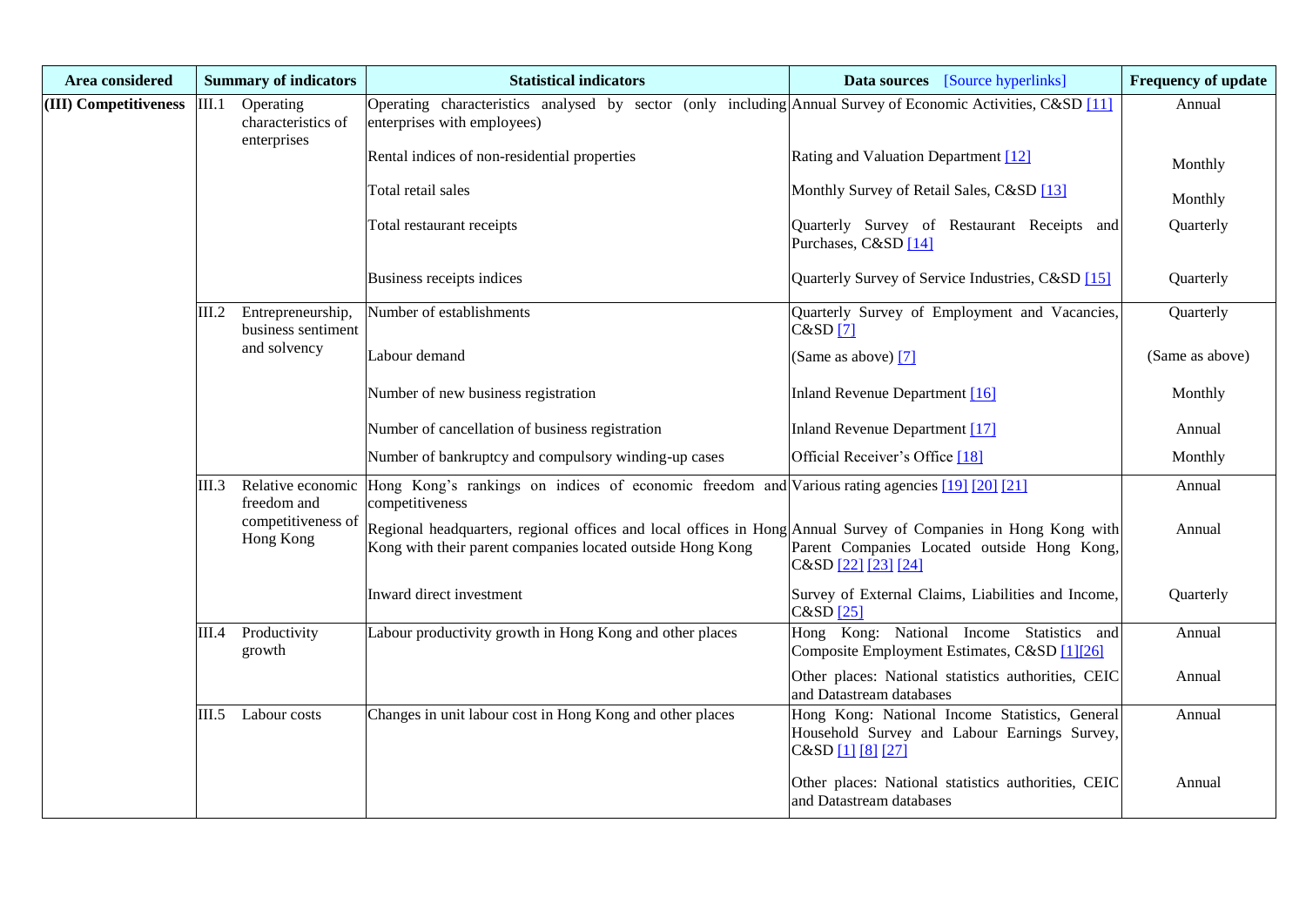| Area considered | Summary of indicators | Statistical indicators | Data sources [Source hyperlinks] | Frequency of update |
|---|---|---|---|---|
| **(III) Competitiveness** | III.1 Operating characteristics of enterprises | Operating characteristics analysed by sector (only including enterprises with employees) | Annual Survey of Economic Activities, C&SD [11] | Annual |
| | | Rental indices of non-residential properties | Rating and Valuation Department [12] | Monthly |
| | | Total retail sales | Monthly Survey of Retail Sales, C&SD [13] | Monthly |
| | | Total restaurant receipts | Quarterly Survey of Restaurant Receipts and Purchases, C&SD [14] | Quarterly |
| | | Business receipts indices | Quarterly Survey of Service Industries, C&SD [15] | Quarterly |
| | III.2 Entrepreneurship, business sentiment and solvency | Number of establishments | Quarterly Survey of Employment and Vacancies, C&SD [7] | Quarterly |
| | | Labour demand | (Same as above) [7] | (Same as above) |
| | | Number of new business registration | Inland Revenue Department [16] | Monthly |
| | | Number of cancellation of business registration | Inland Revenue Department [17] | Annual |
| | | Number of bankruptcy and compulsory winding-up cases | Official Receiver's Office [18] | Monthly |
| | III.3 Relative economic freedom and competitiveness of Hong Kong | Hong Kong's rankings on indices of economic freedom and competitiveness | Various rating agencies [19] [20] [21] | Annual |
| | | Regional headquarters, regional offices and local offices in Hong Kong with their parent companies located outside Hong Kong | Annual Survey of Companies in Hong Kong with Parent Companies Located outside Hong Kong, C&SD [22] [23] [24] | Annual |
| | | Inward direct investment | Survey of External Claims, Liabilities and Income, C&SD [25] | Quarterly |
| | III.4 Productivity growth | Labour productivity growth in Hong Kong and other places | Hong Kong: National Income Statistics and Composite Employment Estimates, C&SD [1][26] | Annual |
| | | | Other places: National statistics authorities, CEIC and Datastream databases | Annual |
| | III.5 Labour costs | Changes in unit labour cost in Hong Kong and other places | Hong Kong: National Income Statistics, General Household Survey and Labour Earnings Survey, C&SD [1] [8] [27] | Annual |
| | | | Other places: National statistics authorities, CEIC and Datastream databases | Annual |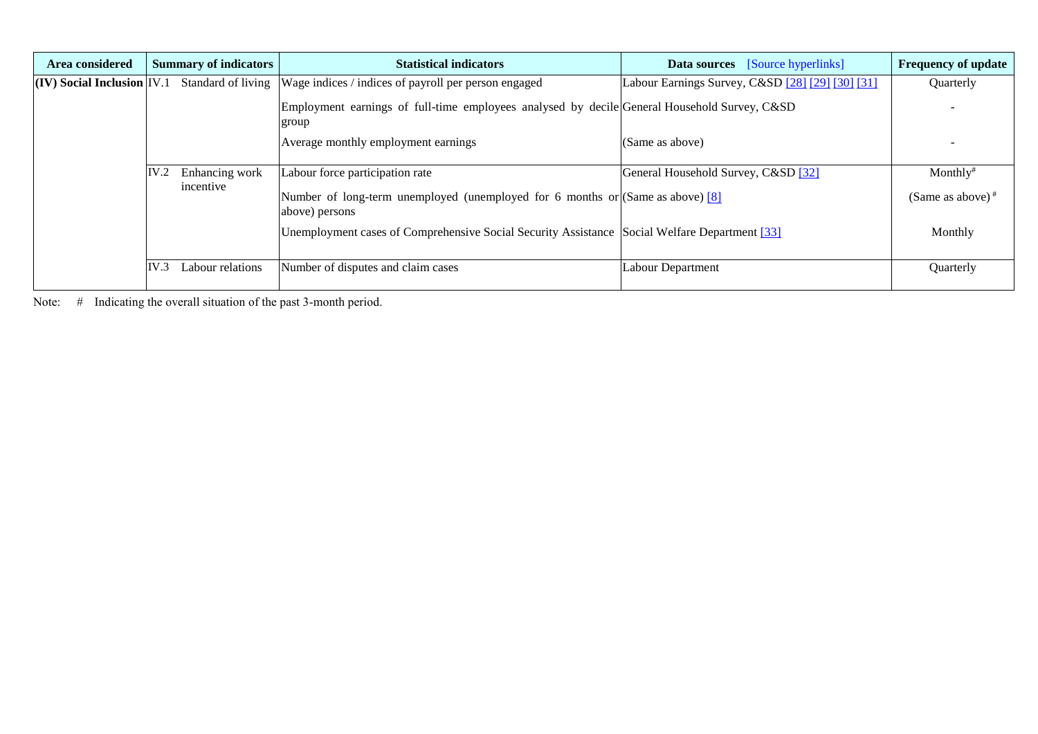| Area considered | Summary of indicators | Statistical indicators | Data sources [Source hyperlinks] | Frequency of update |
|---|---|---|---|---|
| **(IV) Social Inclusion** | IV.1 Standard of living | Wage indices / indices of payroll per person engaged | Labour Earnings Survey, C&SD [28] [29] [30] [31] | Quarterly |
| | | Employment earnings of full-time employees analysed by decile group | General Household Survey, C&SD | - |
| | | Average monthly employment earnings | (Same as above) | - |
| | IV.2 Enhancing work incentive | Labour force participation rate | General Household Survey, C&SD [32] | Monthly# |
| | | Number of long-term unemployed (unemployed for 6 months or above) persons | (Same as above) [8] | (Same as above) # |
| | | Unemployment cases of Comprehensive Social Security Assistance | Social Welfare Department [33] | Monthly |
| | IV.3 Labour relations | Number of disputes and claim cases | Labour Department | Quarterly |

Note: # Indicating the overall situation of the past 3-month period.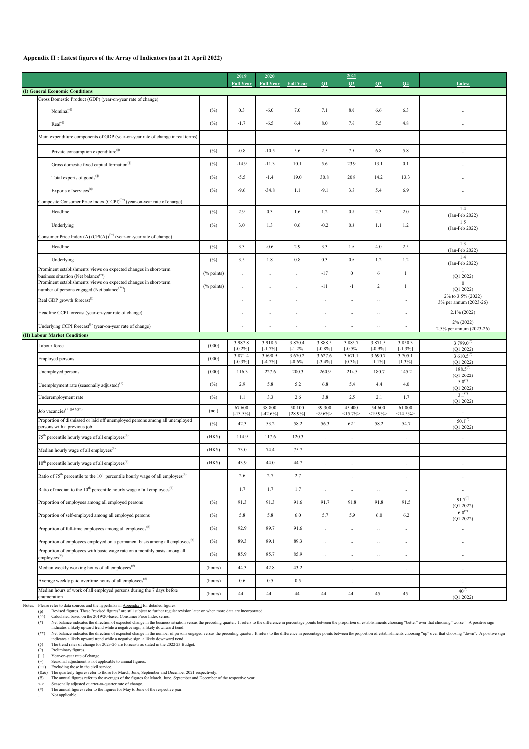## Appendix II : Latest figures of the Array of Indicators (as at 21 April 2022)

| | | 2019 Full Year | 2020 Full Year | 2021 Full Year | 2021 Q1 | 2021 Q2 | 2021 Q3 | 2021 Q4 | Latest |
|---|---|---|---|---|---|---|---|---|---|
| **(I) General Economic Conditions** | | | | | | | | | |
| Gross Domestic Product (GDP) (year-on-year rate of change) | | | | | | | | | |
| Nominal(ɸ) | (%) | 0.3 | -6.0 | 7.0 | 7.1 | 8.0 | 6.6 | 6.3 | .. |
| Real(ɸ) | (%) | -1.7 | -6.5 | 6.4 | 8.0 | 7.6 | 5.5 | 4.8 | .. |
| Main expenditure components of GDP (year-on-year rate of change in real terms) | | | | | | | | | |
| Private consumption expenditure(ɸ) | (%) | -0.8 | -10.5 | 5.6 | 2.5 | 7.5 | 6.8 | 5.8 | .. |
| Gross domestic fixed capital formation(ɸ) | (%) | -14.9 | -11.3 | 10.1 | 5.6 | 23.9 | 13.1 | 0.1 | .. |
| Total exports of goods(ɸ) | (%) | -5.5 | -1.4 | 19.0 | 30.8 | 20.8 | 14.2 | 13.3 | .. |
| Exports of services(ɸ) | (%) | -9.6 | -34.8 | 1.1 | -9.1 | 3.5 | 5.4 | 6.9 | .. |
| Composite Consumer Price Index (CCPI)(^^) (year-on-year rate of change) | | | | | | | | | |
| Headline | (%) | 2.9 | 0.3 | 1.6 | 1.2 | 0.8 | 2.3 | 2.0 | 1.4 (Jan-Feb 2022) |
| Underlying | (%) | 3.0 | 1.3 | 0.6 | -0.2 | 0.3 | 1.1 | 1.2 | 1.5 (Jan-Feb 2022) |
| Consumer Price Index (A) (CPI(A))(^^) (year-on-year rate of change) | | | | | | | | | |
| Headline | (%) | 3.3 | -0.6 | 2.9 | 3.3 | 1.6 | 4.0 | 2.5 | 1.3 (Jan-Feb 2022) |
| Underlying | (%) | 3.5 | 1.8 | 0.8 | 0.3 | 0.6 | 1.2 | 1.2 | 1.4 (Jan-Feb 2022) |
| Prominent establishments' views on expected changes in short-term business situation (Net balance(*)) | (% points) | .. | .. | .. | -17 | 0 | 6 | 1 | 1 (Q1 2022) |
| Prominent establishments' views on expected changes in short-term number of persons engaged (Net balance(**)) | (% points) | .. | .. | .. | -11 | -1 | 2 | 1 | 0 (Q1 2022) |
| Real GDP growth forecast(§) | | .. | .. | .. | .. | .. | .. | .. | 2% to 3.5% (2022) 3% per annum (2023-26) |
| Headline CCPI forecast (year-on-year rate of change) | | .. | .. | .. | .. | .. | .. | .. | 2.1% (2022) |
| Underlying CCPI forecast(§) (year-on-year rate of change) | | .. | .. | .. | .. | .. | .. | .. | 2% (2022) 2.5% per annum (2023-26) |
| **(II) Labour Market Conditions** | | | | | | | | | |
| Labour force | ('000) | 3 987.8 [-0.2%] | 3 918.5 [-1.7%] | 3 870.4 [-1.2%] | 3 888.5 [-0.8%] | 3 885.7 [-0.5%] | 3 871.5 [-0.9%] | 3 850.3 [-1.3%] | 3 799.0(^) (Q1 2022) |
| Employed persons | ('000) | 3 871.4 [-0.3%] | 3 690.9 [-4.7%] | 3 670.2 [-0.6%] | 3 627.6 [-3.4%] | 3 671.1 [0.3%] | 3 690.7 [1.1%] | 3 705.1 [1.3%] | 3 610.5(^) (Q1 2022) |
| Unemployed persons | ('000) | 116.3 | 227.6 | 200.3 | 260.9 | 214.5 | 180.7 | 145.2 | 188.5(^) (Q1 2022) |
| Unemployment rate (seasonally adjusted)(+) | (%) | 2.9 | 5.8 | 5.2 | 6.8 | 5.4 | 4.4 | 4.0 | 5.0(^) (Q1 2022) |
| Underemployment rate | (%) | 1.1 | 3.3 | 2.6 | 3.8 | 2.5 | 2.1 | 1.7 | 3.1(^) (Q1 2022) |
| Job vacancies(++)(&&)(!!) | (no.) | 67 600 [-13.5%] | 38 800 [-42.6%] | 50 100 [28.9%] | 39 300 <9.6%> | 45 400 <15.7%> | 54 600 <19.9%> | 61 000 <14.5%> | .. |
| Proportion of dismissed or laid off unemployed persons among all unemployed persons with a previous job | (%) | 42.3 | 53.2 | 58.2 | 56.3 | 62.1 | 58.2 | 54.7 | 50.1(^) (Q1 2022) |
| 75th percentile hourly wage of all employees(#) | (HK$) | 114.9 | 117.6 | 120.3 | .. | .. | .. | .. | .. |
| Median hourly wage of all employees(#) | (HK$) | 73.0 | 74.4 | 75.7 | .. | .. | .. | .. | .. |
| 10th percentile hourly wage of all employees(#) | (HK$) | 43.9 | 44.0 | 44.7 | .. | .. | .. | .. | .. |
| Ratio of 75th percentile to the 10th percentile hourly wage of all employees(#) | | 2.6 | 2.7 | 2.7 | .. | .. | .. | .. | .. |
| Ratio of median to the 10th percentile hourly wage of all employees(#) | | 1.7 | 1.7 | 1.7 | .. | .. | .. | .. | .. |
| Proportion of employees among all employed persons | (%) | 91.3 | 91.3 | 91.6 | 91.7 | 91.8 | 91.8 | 91.5 | 91.7(^) (Q1 2022) |
| Proportion of self-employed among all employed persons | (%) | 5.8 | 5.8 | 6.0 | 5.7 | 5.9 | 6.0 | 6.2 | 6.0(^) (Q1 2022) |
| Proportion of full-time employees among all employees(#) | (%) | 92.9 | 89.7 | 91.6 | .. | .. | .. | .. | .. |
| Proportion of employees employed on a permanent basis among all employees(#) | (%) | 89.3 | 89.1 | 89.3 | .. | .. | .. | .. | .. |
| Proportion of employees with basic wage rate on a monthly basis among all employees(#) | (%) | 85.9 | 85.7 | 85.9 | .. | .. | .. | .. | .. |
| Median weekly working hours of all employees(#) | (hours) | 44.3 | 42.8 | 43.2 | .. | .. | .. | .. | .. |
| Average weekly paid overtime hours of all employees(#) | (hours) | 0.6 | 0.5 | 0.5 | .. | .. | .. | .. | .. |
| Median hours of work of all employed persons during the 7 days before enumeration | (hours) | 44 | 44 | 44 | 44 | 44 | 45 | 45 | 40(^) (Q1 2022) |

Notes: Please refer to data sources and the hyperlinks in Appendix I for detailed figures.

- (ɸ) Revised figures. These "revised figures" are still subject to further regular revision later on when more data are incorporated.
- (^^) Calculated based on the 2019/20-based Consumer Price Index series.
- (*) Net balance indicates the direction of expected change in the business situation versus the preceding quarter. It refers to the difference in percentage points between the proportion of establishments choosing "better" over that choosing "worse". A positive sign indicates a likely upward trend while a negative sign, a likely downward trend.
- (**) Net balance indicates the direction of expected change in the number of persons engaged versus the preceding quarter. It refers to the difference in percentage points between the proportion of establishments choosing "up" over that choosing "down". A positive sign indicates a likely upward trend while a negative sign, a likely downward trend.
- (§) The trend rates of change for 2023-26 are forecasts as stated in the 2022-23 Budget.
- (^) Preliminary figures.
- [ ] Year-on-year rate of change.
- (+) Seasonal adjustment is not applicable to annual figures.
- (++) Excluding those in the civil service.
- (&&) The quarterly figures refer to those for March, June, September and December 2021 respectively.
- (!!) The annual figures refer to the averages of the figures for March, June, September and December of the respective year.
- < > Seasonally adjusted quarter-to-quarter rate of change.
- (#) The annual figures refer to the figures for May to June of the respective year.
- .. Not applicable.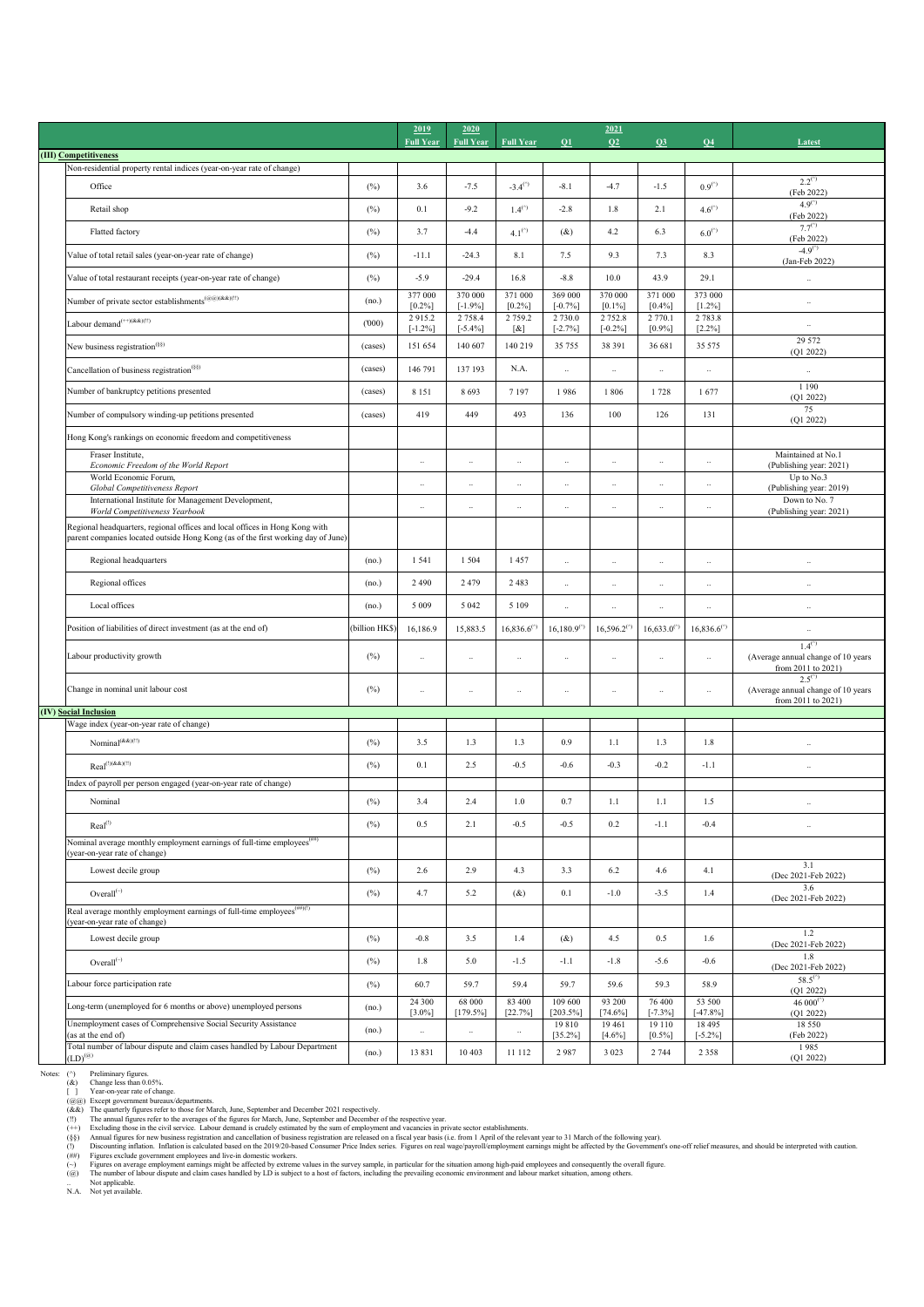| | | 2019 Full Year | 2020 Full Year | 2021 Full Year | 2021 Q1 | 2021 Q2 | 2021 Q3 | 2021 Q4 | Latest |
|---|---|---|---|---|---|---|---|---|---|
| **(III) Competitiveness** | | | | | | | | | |
| Non-residential property rental indices (year-on-year rate of change) | | | | | | | | | |
| Office | (%) | 3.6 | -7.5 | -3.4(^) | -8.1 | -4.7 | -1.5 | 0.9(^) | 2.2(^) (Feb 2022) |
| Retail shop | (%) | 0.1 | -9.2 | 1.4(^) | -2.8 | 1.8 | 2.1 | 4.6(^) | 4.9(^) (Feb 2022) |
| Flatted factory | (%) | 3.7 | -4.4 | 4.1(^) | (&) | 4.2 | 6.3 | 6.0(^) | 7.7(^) (Feb 2022) |
| Value of total retail sales (year-on-year rate of change) | (%) | -11.1 | -24.3 | 8.1 | 7.5 | 9.3 | 7.3 | 8.3 | -4.9(^) (Jan-Feb 2022) |
| Value of total restaurant receipts (year-on-year rate of change) | (%) | -5.9 | -29.4 | 16.8 | -8.8 | 10.0 | 43.9 | 29.1 | .. |
| Number of private sector establishments(@@)(&&)(!!) | (no.) | 377 000 [0.2%] | 370 000 [-1.9%] | 371 000 [0.2%] | 369 000 [-0.7%] | 370 000 [0.1%] | 371 000 [0.4%] | 373 000 [1.2%] | .. |
| Labour demand(++)(&&)(!!) | ('000) | 2 915.2 [-1.2%] | 2 758.4 [-5.4%] | 2 759.2 [&] | 2 730.0 [-2.7%] | 2 752.8 [-0.2%] | 2 770.1 [0.9%] | 2 783.8 [2.2%] | .. |
| New business registration(§§) | (cases) | 151 654 | 140 607 | 140 219 | 35 755 | 38 391 | 36 681 | 35 575 | 29 572 (Q1 2022) |
| Cancellation of business registration(§§) | (cases) | 146 791 | 137 193 | N.A. | .. | .. | .. | .. | .. |
| Number of bankruptcy petitions presented | (cases) | 8 151 | 8 693 | 7 197 | 1 986 | 1 806 | 1 728 | 1 677 | 1 190 (Q1 2022) |
| Number of compulsory winding-up petitions presented | (cases) | 419 | 449 | 493 | 136 | 100 | 126 | 131 | 75 (Q1 2022) |
| Hong Kong's rankings on economic freedom and competitiveness | | | | | | | | | |
| Fraser Institute, *Economic Freedom of the World Report* | | .. | .. | .. | .. | .. | .. | .. | Maintained at No.1 (Publishing year: 2021) |
| World Economic Forum, *Global Competitiveness Report* | | .. | .. | .. | .. | .. | .. | .. | Up to No.3 (Publishing year: 2019) |
| International Institute for Management Development, *World Competitiveness Yearbook* | | .. | .. | .. | .. | .. | .. | .. | Down to No. 7 (Publishing year: 2021) |
| Regional headquarters, regional offices and local offices in Hong Kong with parent companies located outside Hong Kong (as of the first working day of June) | | | | | | | | | |
| Regional headquarters | (no.) | 1 541 | 1 504 | 1 457 | .. | .. | .. | .. | .. |
| Regional offices | (no.) | 2 490 | 2 479 | 2 483 | .. | .. | .. | .. | .. |
| Local offices | (no.) | 5 009 | 5 042 | 5 109 | .. | .. | .. | .. | .. |
| Position of liabilities of direct investment (as at the end of) | (billion HK$) | 16,186.9 | 15,883.5 | 16,836.6(^) | 16,180.9(^) | 16,596.2(^) | 16,633.0(^) | 16,836.6(^) | .. |
| Labour productivity growth | (%) | .. | .. | .. | .. | .. | .. | .. | 1.4(^) (Average annual change of 10 years from 2011 to 2021) |
| Change in nominal unit labour cost | (%) | .. | .. | .. | .. | .. | .. | .. | 2.5(^) (Average annual change of 10 years from 2011 to 2021) |
| **(IV) Social Inclusion** | | | | | | | | | |
| Wage index (year-on-year rate of change) | | | | | | | | | |
| Nominal(&&)(!!) | (%) | 3.5 | 1.3 | 1.3 | 0.9 | 1.1 | 1.3 | 1.8 | .. |
| Real(!)(&&)(!!) | (%) | 0.1 | 2.5 | -0.5 | -0.6 | -0.3 | -0.2 | -1.1 | .. |
| Index of payroll per person engaged (year-on-year rate of change) | | | | | | | | | |
| Nominal | (%) | 3.4 | 2.4 | 1.0 | 0.7 | 1.1 | 1.1 | 1.5 | .. |
| Real(!) | (%) | 0.5 | 2.1 | -0.5 | -0.5 | 0.2 | -1.1 | -0.4 | .. |
| Nominal average monthly employment earnings of full-time employees(##) (year-on-year rate of change) | | | | | | | | | |
| Lowest decile group | (%) | 2.6 | 2.9 | 4.3 | 3.3 | 6.2 | 4.6 | 4.1 | 3.1 (Dec 2021-Feb 2022) |
| Overall(~) | (%) | 4.7 | 5.2 | (&) | 0.1 | -1.0 | -3.5 | 1.4 | 3.6 (Dec 2021-Feb 2022) |
| Real average monthly employment earnings of full-time employees(##)(!) (year-on-year rate of change) | | | | | | | | | |
| Lowest decile group | (%) | -0.8 | 3.5 | 1.4 | (&) | 4.5 | 0.5 | 1.6 | 1.2 (Dec 2021-Feb 2022) |
| Overall(~) | (%) | 1.8 | 5.0 | -1.5 | -1.1 | -1.8 | -5.6 | -0.6 | 1.8 (Dec 2021-Feb 2022) |
| Labour force participation rate | (%) | 60.7 | 59.7 | 59.4 | 59.7 | 59.6 | 59.3 | 58.9 | 58.5(^) (Q1 2022) |
| Long-term (unemployed for 6 months or above) unemployed persons | (no.) | 24 300 [3.0%] | 68 000 [179.5%] | 83 400 [22.7%] | 109 600 [203.5%] | 93 200 [74.6%] | 76 400 [-7.3%] | 53 500 [-47.8%] | 46 000(^) (Q1 2022) |
| Unemployment cases of Comprehensive Social Security Assistance (as at the end of) | (no.) | .. | .. | .. | 19 810 [35.2%] | 19 461 [4.6%] | 19 110 [0.5%] | 18 495 [-5.2%] | 18 550 (Feb 2022) |
| Total number of labour dispute and claim cases handled by Labour Department (LD)(@) | (no.) | 13 831 | 10 403 | 11 112 | 2 987 | 3 023 | 2 744 | 2 358 | 1 985 (Q1 2022) |

Notes:
(^) Preliminary figures.
(&) Change less than 0.05%.
[ ] Year-on-year rate of change.
(@@) Except government bureaux/departments.
(&&) The quarterly figures refer to those for March, June, September and December 2021 respectively.
(!!) The annual figures refer to the averages of the figures for March, June, September and December of the respective year.
(++) Excluding those in the civil service. Labour demand is crudely estimated by the sum of employment and vacancies in private sector establishments.
(§§) Annual figures for new business registration and cancellation of business registration are released on a fiscal year basis (i.e. from 1 April of the relevant year to 31 March of the following year).
(!) Discounting inflation. Inflation is calculated based on the 2019/20-based Consumer Price Index series. Figures on real wage/payroll/employment earnings might be affected by the Government's one-off relief measures, and should be interpreted with caution.
(##) Figures exclude government employees and live-in domestic workers.
(~) Figures on average employment earnings might be affected by extreme values in the survey sample, in particular for the situation among high-paid employees and consequently the overall figure.
(@) The number of labour dispute and claim cases handled by LD is subject to a host of factors, including the prevailing economic environment and labour market situation, among others.
.. Not applicable.
N.A. Not yet available.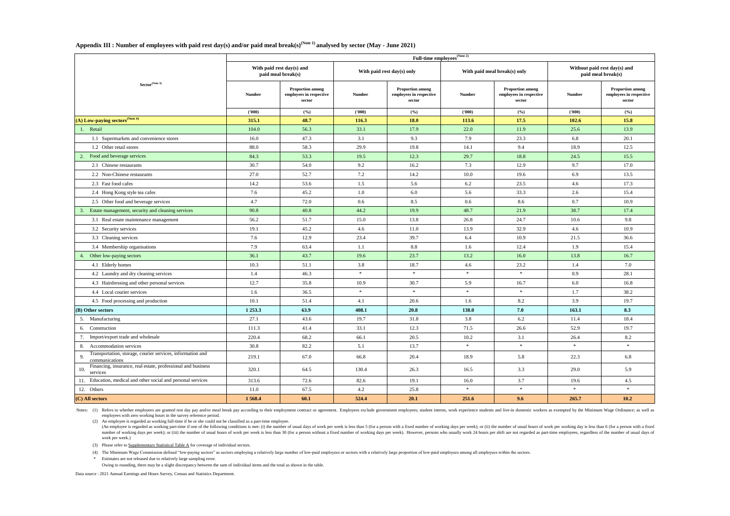## Appendix III : Number of employees with paid rest day(s) and/or paid meal break(s)[(Note 1)] analysed by sector (May - June 2021)

| Sector[(Note 3)] | Full-time employees[(Note 2)] | | | | | | | |
|---|---|---|---|---|---|---|---|---|
| | With paid rest day(s) and paid meal break(s) | | With paid rest day(s) only | | With paid meal break(s) only | | Without paid rest day(s) and paid meal break(s) | |
| | Number | Proportion among employees in respective sector | Number | Proportion among employees in respective sector | Number | Proportion among employees in respective sector | Number | Proportion among employees in respective sector |
| | ('000) | (%) | ('000) | (%) | ('000) | (%) | ('000) | (%) |
| **(A) Low-paying sectors[(Note 4)]** | **315.1** | **48.7** | **116.3** | **18.0** | **113.6** | **17.5** | **102.6** | **15.8** |
| 1. Retail | 104.0 | 56.3 | 33.1 | 17.9 | 22.0 | 11.9 | 25.6 | 13.9 |
| 1.1 Supermarkets and convenience stores | 16.0 | 47.3 | 3.1 | 9.3 | 7.9 | 23.3 | 6.8 | 20.1 |
| 1.2 Other retail stores | 88.0 | 58.3 | 29.9 | 19.8 | 14.1 | 9.4 | 18.9 | 12.5 |
| 2. Food and beverage services | 84.3 | 53.3 | 19.5 | 12.3 | 29.7 | 18.8 | 24.5 | 15.5 |
| 2.1 Chinese restaurants | 30.7 | 54.0 | 9.2 | 16.2 | 7.3 | 12.9 | 9.7 | 17.0 |
| 2.2 Non-Chinese restaurants | 27.0 | 52.7 | 7.2 | 14.2 | 10.0 | 19.6 | 6.9 | 13.5 |
| 2.3 Fast food cafes | 14.2 | 53.6 | 1.5 | 5.6 | 6.2 | 23.5 | 4.6 | 17.3 |
| 2.4 Hong Kong style tea cafes | 7.6 | 45.2 | 1.0 | 6.0 | 5.6 | 33.3 | 2.6 | 15.4 |
| 2.5 Other food and beverage services | 4.7 | 72.0 | 0.6 | 8.5 | 0.6 | 8.6 | 0.7 | 10.9 |
| 3. Estate management, security and cleaning services | 90.8 | 40.8 | 44.2 | 19.9 | 48.7 | 21.9 | 38.7 | 17.4 |
| 3.1 Real estate maintenance management | 56.2 | 51.7 | 15.0 | 13.8 | 26.8 | 24.7 | 10.6 | 9.8 |
| 3.2 Security services | 19.1 | 45.2 | 4.6 | 11.0 | 13.9 | 32.9 | 4.6 | 10.9 |
| 3.3 Cleaning services | 7.6 | 12.9 | 23.4 | 39.7 | 6.4 | 10.9 | 21.5 | 36.6 |
| 3.4 Membership organisations | 7.9 | 63.4 | 1.1 | 8.8 | 1.6 | 12.4 | 1.9 | 15.4 |
| 4. Other low-paying sectors | 36.1 | 43.7 | 19.6 | 23.7 | 13.2 | 16.0 | 13.8 | 16.7 |
| 4.1 Elderly homes | 10.3 | 51.1 | 3.8 | 18.7 | 4.6 | 23.2 | 1.4 | 7.0 |
| 4.2 Laundry and dry cleaning services | 1.4 | 46.3 | * | * | * | * | 0.9 | 28.1 |
| 4.3 Hairdressing and other personal services | 12.7 | 35.8 | 10.9 | 30.7 | 5.9 | 16.7 | 6.0 | 16.8 |
| 4.4 Local courier services | 1.6 | 36.5 | * | * | * | * | 1.7 | 38.2 |
| 4.5 Food processing and production | 10.1 | 51.4 | 4.1 | 20.6 | 1.6 | 8.2 | 3.9 | 19.7 |
| **(B) Other sectors** | **1 253.3** | **63.9** | **408.1** | **20.8** | **138.0** | **7.0** | **163.1** | **8.3** |
| 5. Manufacturing | 27.1 | 43.6 | 19.7 | 31.8 | 3.8 | 6.2 | 11.4 | 18.4 |
| 6. Construction | 111.3 | 41.4 | 33.1 | 12.3 | 71.5 | 26.6 | 52.9 | 19.7 |
| 7. Import/export trade and wholesale | 220.4 | 68.2 | 66.1 | 20.5 | 10.2 | 3.1 | 26.4 | 8.2 |
| 8. Accommodation services | 30.8 | 82.2 | 5.1 | 13.7 | * | * | * | * |
| 9. Transportation, storage, courier services, information and communications | 219.1 | 67.0 | 66.8 | 20.4 | 18.9 | 5.8 | 22.3 | 6.8 |
| 10. Financing, insurance, real estate, professional and business services | 320.1 | 64.5 | 130.4 | 26.3 | 16.5 | 3.3 | 29.0 | 5.9 |
| 11. Education, medical and other social and personal services | 313.6 | 72.6 | 82.6 | 19.1 | 16.0 | 3.7 | 19.6 | 4.5 |
| 12. Others | 11.0 | 67.5 | 4.2 | 25.8 | * | * | * | * |
| **(C) All sectors** | **1 568.4** | **60.1** | **524.4** | **20.1** | **251.6** | **9.6** | **265.7** | **10.2** |

Notes: (1) Refers to whether employees are granted rest day pay and/or meal break pay according to their employment contract or agreement. Employees exclude government employees; student interns, work experience students and live-in domestic workers as exempted by the Minimum Wage Ordinance; as well as employees with zero working hours in the survey reference period.

(2) An employee is regarded as working full-time if he or she could not be classified as a part-time employee.
(An employee is regarded as working part-time if one of the following conditions is met: (i) the number of usual days of work per week is less than 5 (for a person with a fixed number of working days per week); or (ii) the number of usual hours of work per working day is less than 6 (for a person with a fixed number of working days per week); or (iii) the number of usual hours of work per week is less than 30 (for a person without a fixed number of working days per week). However, persons who usually work 24 hours per shift are not regarded as part-time employees, regardless of the number of usual days of work per week.)

(3) Please refer to Supplementary Statistical Table A for coverage of individual sectors.

(4) The Minimum Wage Commission defined "low-paying sectors" as sectors employing a relatively large number of low-paid employees or sectors with a relatively large proportion of low-paid employees among all employees within the sectors.

\* Estimates are not released due to relatively large sampling error.

Owing to rounding, there may be a slight discrepancy between the sum of individual items and the total as shown in the table.

Data source : 2021 Annual Earnings and Hours Survey, Census and Statistics Department.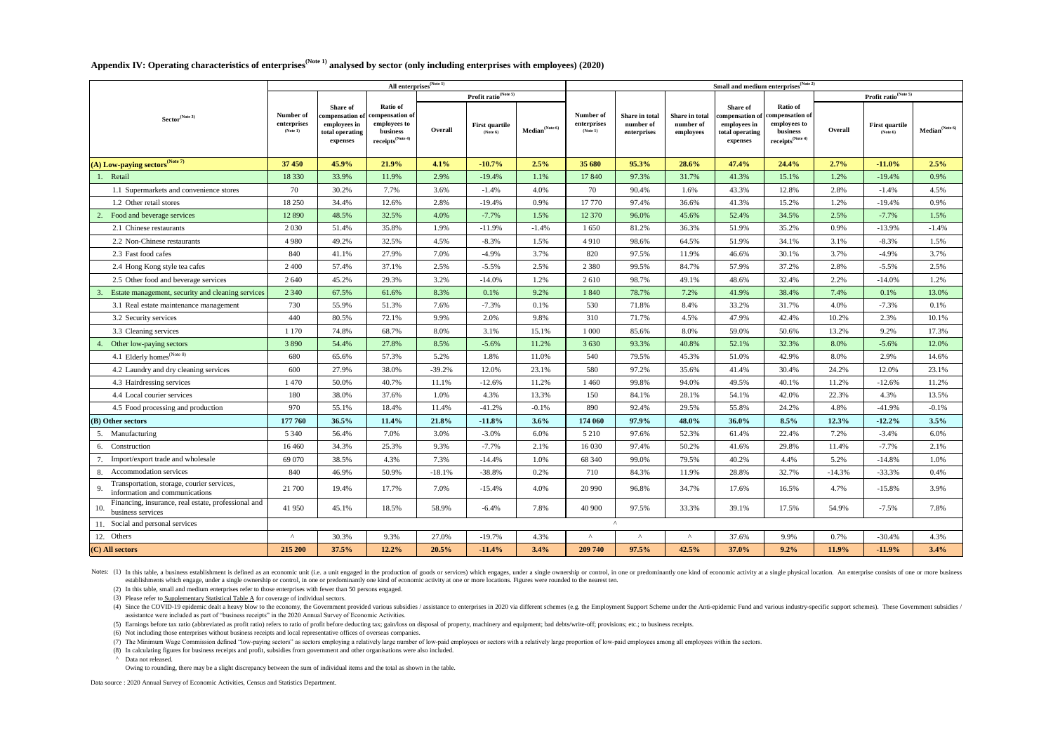## Appendix IV: Operating characteristics of enterprises(Note 1) analysed by sector (only including enterprises with employees) (2020)

| Sector(Note 3) | All enterprises(Note 1) | | | | | | Small and medium enterprises(Note 2) | | | | | | | |
|---|---|---|---|---|---|---|---|---|---|---|---|---|---|---|
| | Number of enterprises (Note 1) | Share of compensation of employees in total operating expenses | Ratio of compensation of employees to business receipts(Note 4) | Profit ratio(Note 5) | | | Number of enterprises (Note 1) | Share in total number of enterprises | Share in total number of employees | Share of compensation of employees in total operating expenses | Ratio of compensation of employees to business receipts(Note 4) | Profit ratio(Note 5) | | |
| | | | | Overall | First quartile (Note 6) | Median(Note 6) | | | | | | Overall | First quartile (Note 6) | Median(Note 6) |
| **(A) Low-paying sectors(Note 7)** | **37 450** | **45.9%** | **21.9%** | **4.1%** | **-10.7%** | **2.5%** | **35 680** | **95.3%** | **28.6%** | **47.4%** | **24.4%** | **2.7%** | **-11.0%** | **2.5%** |
| 1. Retail | 18 330 | 33.9% | 11.9% | 2.9% | -19.4% | 1.1% | 17 840 | 97.3% | 31.7% | 41.3% | 15.1% | 1.2% | -19.4% | 0.9% |
| 1.1 Supermarkets and convenience stores | 70 | 30.2% | 7.7% | 3.6% | -1.4% | 4.0% | 70 | 90.4% | 1.6% | 43.3% | 12.8% | 2.8% | -1.4% | 4.5% |
| 1.2 Other retail stores | 18 250 | 34.4% | 12.6% | 2.8% | -19.4% | 0.9% | 17 770 | 97.4% | 36.6% | 41.3% | 15.2% | 1.2% | -19.4% | 0.9% |
| 2. Food and beverage services | 12 890 | 48.5% | 32.5% | 4.0% | -7.7% | 1.5% | 12 370 | 96.0% | 45.6% | 52.4% | 34.5% | 2.5% | -7.7% | 1.5% |
| 2.1 Chinese restaurants | 2 030 | 51.4% | 35.8% | 1.9% | -11.9% | -1.4% | 1 650 | 81.2% | 36.3% | 51.9% | 35.2% | 0.9% | -13.9% | -1.4% |
| 2.2 Non-Chinese restaurants | 4 980 | 49.2% | 32.5% | 4.5% | -8.3% | 1.5% | 4 910 | 98.6% | 64.5% | 51.9% | 34.1% | 3.1% | -8.3% | 1.5% |
| 2.3 Fast food cafes | 840 | 41.1% | 27.9% | 7.0% | -4.9% | 3.7% | 820 | 97.5% | 11.9% | 46.6% | 30.1% | 3.7% | -4.9% | 3.7% |
| 2.4 Hong Kong style tea cafes | 2 400 | 57.4% | 37.1% | 2.5% | -5.5% | 2.5% | 2 380 | 99.5% | 84.7% | 57.9% | 37.2% | 2.8% | -5.5% | 2.5% |
| 2.5 Other food and beverage services | 2 640 | 45.2% | 29.3% | 3.2% | -14.0% | 1.2% | 2 610 | 98.7% | 49.1% | 48.6% | 32.4% | 2.2% | -14.0% | 1.2% |
| 3. Estate management, security and cleaning services | 2 340 | 67.5% | 61.6% | 8.3% | 0.1% | 9.2% | 1 840 | 78.7% | 7.2% | 41.9% | 38.4% | 7.4% | 0.1% | 13.0% |
| 3.1 Real estate maintenance management | 730 | 55.9% | 51.3% | 7.6% | -7.3% | 0.1% | 530 | 71.8% | 8.4% | 33.2% | 31.7% | 4.0% | -7.3% | 0.1% |
| 3.2 Security services | 440 | 80.5% | 72.1% | 9.9% | 2.0% | 9.8% | 310 | 71.7% | 4.5% | 47.9% | 42.4% | 10.2% | 2.3% | 10.1% |
| 3.3 Cleaning services | 1 170 | 74.8% | 68.7% | 8.0% | 3.1% | 15.1% | 1 000 | 85.6% | 8.0% | 59.0% | 50.6% | 13.2% | 9.2% | 17.3% |
| 4. Other low-paying sectors | 3 890 | 54.4% | 27.8% | 8.5% | -5.6% | 11.2% | 3 630 | 93.3% | 40.8% | 52.1% | 32.3% | 8.0% | -5.6% | 12.0% |
| 4.1 Elderly homes(Note 8) | 680 | 65.6% | 57.3% | 5.2% | 1.8% | 11.0% | 540 | 79.5% | 45.3% | 51.0% | 42.9% | 8.0% | 2.9% | 14.6% |
| 4.2 Laundry and dry cleaning services | 600 | 27.9% | 38.0% | -39.2% | 12.0% | 23.1% | 580 | 97.2% | 35.6% | 41.4% | 30.4% | 24.2% | 12.0% | 23.1% |
| 4.3 Hairdressing services | 1 470 | 50.0% | 40.7% | 11.1% | -12.6% | 11.2% | 1 460 | 99.8% | 94.0% | 49.5% | 40.1% | 11.2% | -12.6% | 11.2% |
| 4.4 Local courier services | 180 | 38.0% | 37.6% | 1.0% | 4.3% | 13.3% | 150 | 84.1% | 28.1% | 54.1% | 42.0% | 22.3% | 4.3% | 13.5% |
| 4.5 Food processing and production | 970 | 55.1% | 18.4% | 11.4% | -41.2% | -0.1% | 890 | 92.4% | 29.5% | 55.8% | 24.2% | 4.8% | -41.9% | -0.1% |
| **(B) Other sectors** | **177 760** | **36.5%** | **11.4%** | **21.8%** | **-11.8%** | **3.6%** | **174 060** | **97.9%** | **48.0%** | **36.0%** | **8.5%** | **12.3%** | **-12.2%** | **3.5%** |
| 5. Manufacturing | 5 340 | 56.4% | 7.0% | 3.0% | -3.0% | 6.0% | 5 210 | 97.6% | 52.3% | 61.4% | 22.4% | 7.2% | -3.4% | 6.0% |
| 6. Construction | 16 460 | 34.3% | 25.3% | 9.3% | -7.7% | 2.1% | 16 030 | 97.4% | 50.2% | 41.6% | 29.8% | 11.4% | -7.7% | 2.1% |
| 7. Import/export trade and wholesale | 69 070 | 38.5% | 4.3% | 7.3% | -14.4% | 1.0% | 68 340 | 99.0% | 79.5% | 40.2% | 4.4% | 5.2% | -14.8% | 1.0% |
| 8. Accommodation services | 840 | 46.9% | 50.9% | -18.1% | -38.8% | 0.2% | 710 | 84.3% | 11.9% | 28.8% | 32.7% | -14.3% | -33.3% | 0.4% |
| 9. Transportation, storage, courier services, information and communications | 21 700 | 19.4% | 17.7% | 7.0% | -15.4% | 4.0% | 20 990 | 96.8% | 34.7% | 17.6% | 16.5% | 4.7% | -15.8% | 3.9% |
| 10. Financing, insurance, real estate, professional and business services | 41 950 | 45.1% | 18.5% | 58.9% | -6.4% | 7.8% | 40 900 | 97.5% | 33.3% | 39.1% | 17.5% | 54.9% | -7.5% | 7.8% |
| 11. Social and personal services | ^ | | | | | | | | | | | | | |
| 12. Others | ^ | 30.3% | 9.3% | 27.0% | -19.7% | 4.3% | ^ | ^ | ^ | 37.6% | 9.9% | 0.7% | -30.4% | 4.3% |
| **(C) All sectors** | **215 200** | **37.5%** | **12.2%** | **20.5%** | **-11.4%** | **3.4%** | **209 740** | **97.5%** | **42.5%** | **37.0%** | **9.2%** | **11.9%** | **-11.9%** | **3.4%** |

Notes: (1) In this table, a business establishment is defined as an economic unit (i.e. a unit engaged in the production of goods or services) which engages, under a single ownership or control, in one or predominantly one kind of economic activity at a single physical location. An enterprise consists of one or more business establishments which engage, under a single ownership or control, in one or predominantly one kind of economic activity at one or more locations. Figures were rounded to the nearest ten.

(2) In this table, small and medium enterprises refer to those enterprises with fewer than 50 persons engaged.

(3) Please refer to Supplementary Statistical Table A for coverage of individual sectors.

(4) Since the COVID-19 epidemic dealt a heavy blow to the economy, the Government provided various subsidies / assistance to enterprises in 2020 via different schemes (e.g. the Employment Support Scheme under the Anti-epidemic Fund and various industry-specific support schemes). These Government subsidies / assistance were included as part of "business receipts" in the 2020 Annual Survey of Economic Activities.

(5) Earnings before tax ratio (abbreviated as profit ratio) refers to ratio of profit before deducting tax; gain/loss on disposal of property, machinery and equipment; bad debts/write-off; provisions; etc.; to business receipts.

(6) Not including those enterprises without business receipts and local representative offices of overseas companies.

(7) The Minimum Wage Commission defined "low-paying sectors" as sectors employing a relatively large number of low-paid employees or sectors with a relatively large proportion of low-paid employees among all employees within the sectors.

(8) In calculating figures for business receipts and profit, subsidies from government and other organisations were also included.

^ Data not released.

Owing to rounding, there may be a slight discrepancy between the sum of individual items and the total as shown in the table.

Data source : 2020 Annual Survey of Economic Activities, Census and Statistics Department.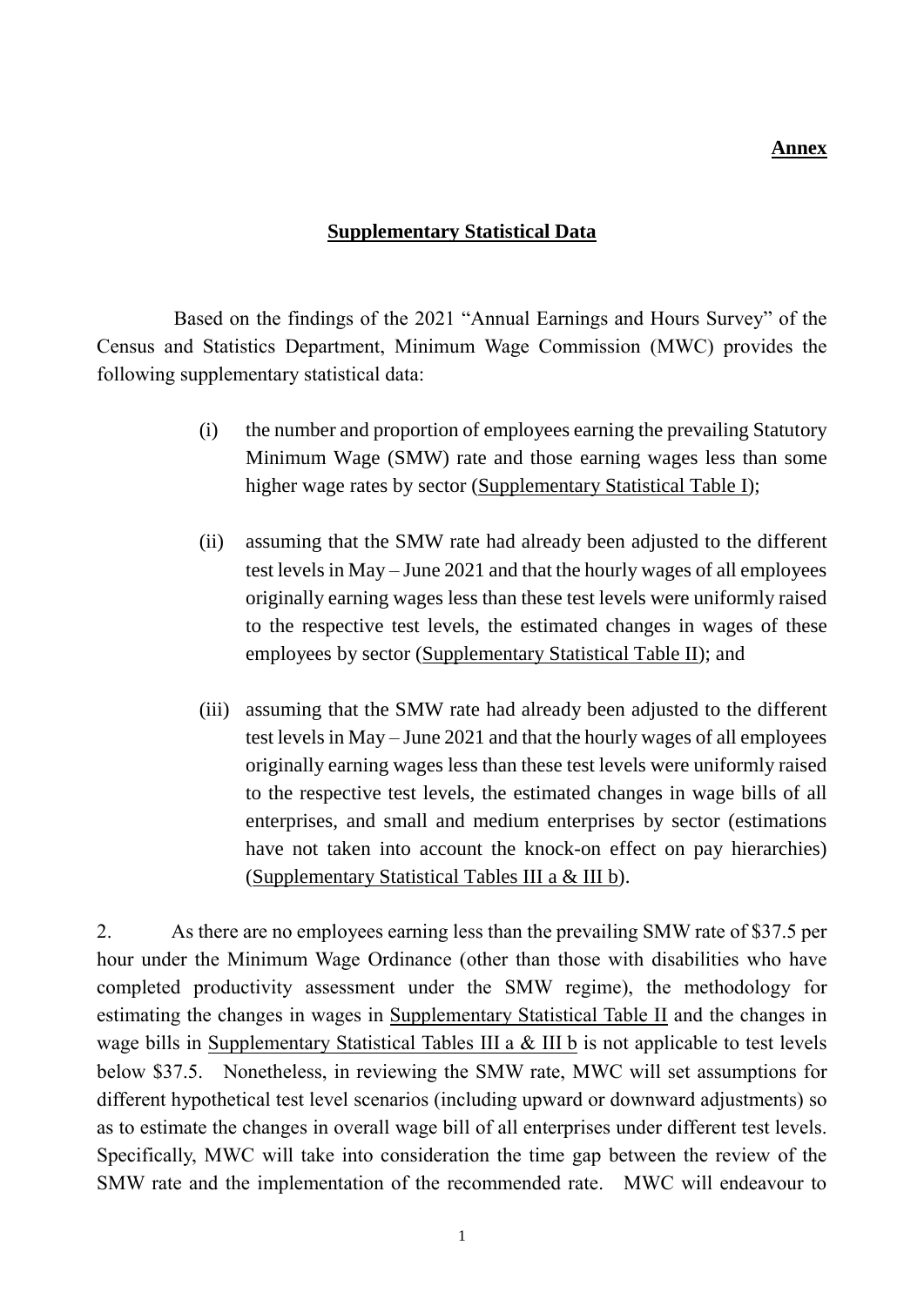**Annex**

## Supplementary Statistical Data

Based on the findings of the 2021 "Annual Earnings and Hours Survey" of the Census and Statistics Department, Minimum Wage Commission (MWC) provides the following supplementary statistical data:

(i) the number and proportion of employees earning the prevailing Statutory Minimum Wage (SMW) rate and those earning wages less than some higher wage rates by sector (Supplementary Statistical Table I);

(ii) assuming that the SMW rate had already been adjusted to the different test levels in May – June 2021 and that the hourly wages of all employees originally earning wages less than these test levels were uniformly raised to the respective test levels, the estimated changes in wages of these employees by sector (Supplementary Statistical Table II); and

(iii) assuming that the SMW rate had already been adjusted to the different test levels in May – June 2021 and that the hourly wages of all employees originally earning wages less than these test levels were uniformly raised to the respective test levels, the estimated changes in wage bills of all enterprises, and small and medium enterprises by sector (estimations have not taken into account the knock-on effect on pay hierarchies) (Supplementary Statistical Tables III a & III b).

2. As there are no employees earning less than the prevailing SMW rate of $37.5 per hour under the Minimum Wage Ordinance (other than those with disabilities who have completed productivity assessment under the SMW regime), the methodology for estimating the changes in wages in Supplementary Statistical Table II and the changes in wage bills in Supplementary Statistical Tables III a & III b is not applicable to test levels below $37.5. Nonetheless, in reviewing the SMW rate, MWC will set assumptions for different hypothetical test level scenarios (including upward or downward adjustments) so as to estimate the changes in overall wage bill of all enterprises under different test levels. Specifically, MWC will take into consideration the time gap between the review of the SMW rate and the implementation of the recommended rate. MWC will endeavour to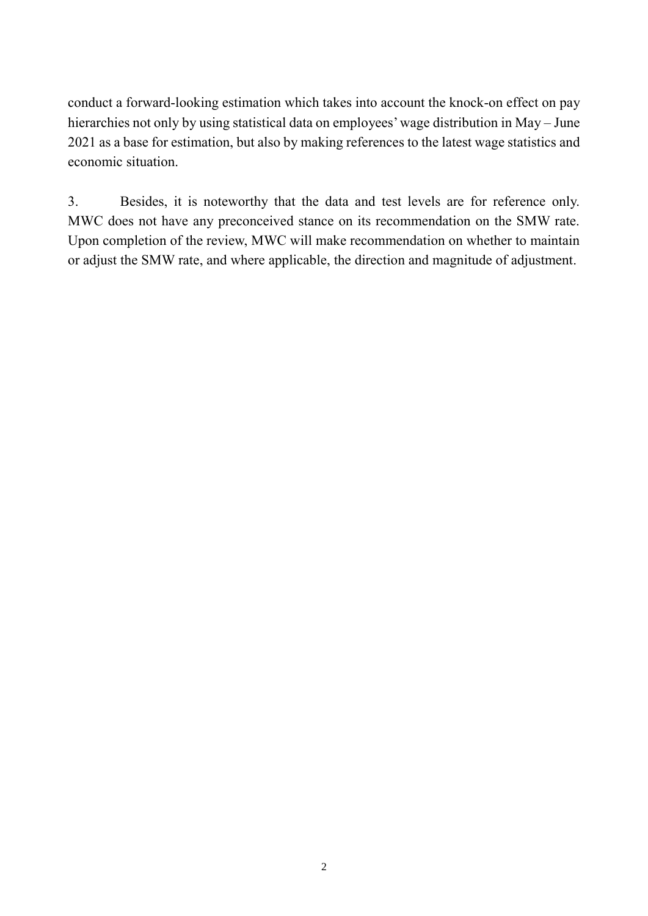conduct a forward-looking estimation which takes into account the knock-on effect on pay hierarchies not only by using statistical data on employees' wage distribution in May – June 2021 as a base for estimation, but also by making references to the latest wage statistics and economic situation.

3. Besides, it is noteworthy that the data and test levels are for reference only. MWC does not have any preconceived stance on its recommendation on the SMW rate. Upon completion of the review, MWC will make recommendation on whether to maintain or adjust the SMW rate, and where applicable, the direction and magnitude of adjustment.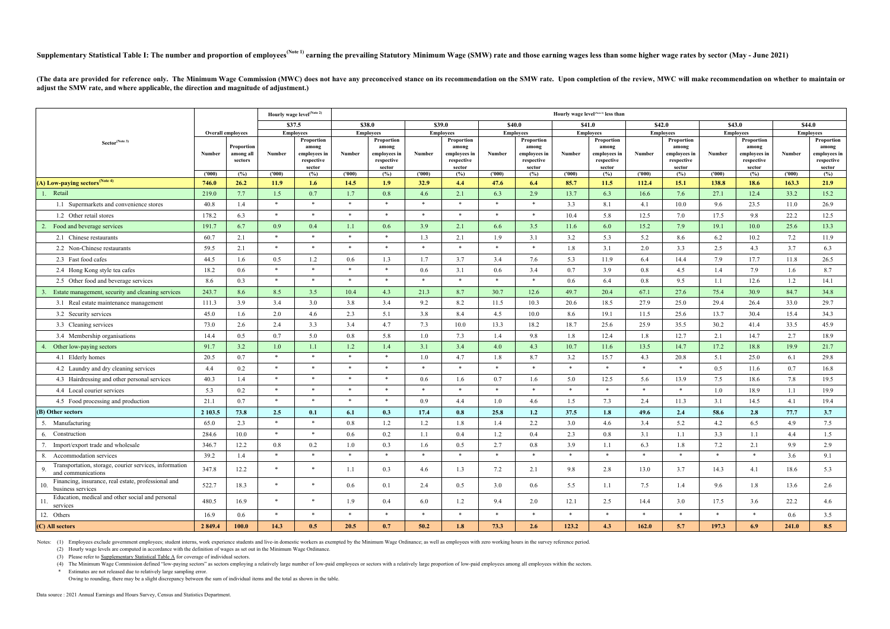**Supplementary Statistical Table I: The number and proportion of employees[Note 1] earning the prevailing Statutory Minimum Wage (SMW) rate and those earning wages less than some higher wage rates by sector (May - June 2021)**

**(The data are provided for reference only. The Minimum Wage Commission (MWC) does not have any preconceived stance on its recommendation on the SMW rate. Upon completion of the review, MWC will make recommendation on whether to maintain or adjust the SMW rate, and where applicable, the direction and magnitude of adjustment.)**

| Sector[Note 3] | Overall employees | | Hourly wage level[Note 2] $37.5 Employees | | Hourly wage level[Note 2] less than $38.0 Employees | | $39.0 Employees | | $40.0 Employees | | $41.0 Employees | | $42.0 Employees | | $43.0 Employees | | $44.0 Employees | |
|---|---|---|---|---|---|---|---|---|---|---|---|---|---|---|---|---|---|---|
| | Number ('000) | Proportion among all sectors (%) | Number ('000) | Proportion among employees in respective sector (%) | Number ('000) | Proportion among employees in respective sector (%) | Number ('000) | Proportion among employees in respective sector (%) | Number ('000) | Proportion among employees in respective sector (%) | Number ('000) | Proportion among employees in respective sector (%) | Number ('000) | Proportion among employees in respective sector (%) | Number ('000) | Proportion among employees in respective sector (%) | Number ('000) | Proportion among employees in respective sector (%) |
| **(A) Low-paying sectors[Note 4]** | **746.0** | **26.2** | **11.9** | **1.6** | **14.5** | **1.9** | **32.9** | **4.4** | **47.6** | **6.4** | **85.7** | **11.5** | **112.4** | **15.1** | **138.8** | **18.6** | **163.3** | **21.9** |
| 1. Retail | 219.0 | 7.7 | 1.5 | 0.7 | 1.7 | 0.8 | 4.6 | 2.1 | 6.3 | 2.9 | 13.7 | 6.3 | 16.6 | 7.6 | 27.1 | 12.4 | 33.2 | 15.2 |
| 1.1 Supermarkets and convenience stores | 40.8 | 1.4 | * | * | * | * | * | * | * | * | 3.3 | 8.1 | 4.1 | 10.0 | 9.6 | 23.5 | 11.0 | 26.9 |
| 1.2 Other retail stores | 178.2 | 6.3 | * | * | * | * | * | * | * | * | 10.4 | 5.8 | 12.5 | 7.0 | 17.5 | 9.8 | 22.2 | 12.5 |
| 2. Food and beverage services | 191.7 | 6.7 | 0.9 | 0.4 | 1.1 | 0.6 | 3.9 | 2.1 | 6.6 | 3.5 | 11.6 | 6.0 | 15.2 | 7.9 | 19.1 | 10.0 | 25.6 | 13.3 |
| 2.1 Chinese restaurants | 60.7 | 2.1 | * | * | * | * | 1.3 | 2.1 | 1.9 | 3.1 | 3.2 | 5.3 | 5.2 | 8.6 | 6.2 | 10.2 | 7.2 | 11.9 |
| 2.2 Non-Chinese restaurants | 59.5 | 2.1 | * | * | * | * | * | * | * | * | 1.8 | 3.1 | 2.0 | 3.3 | 2.5 | 4.3 | 3.7 | 6.3 |
| 2.3 Fast food cafes | 44.5 | 1.6 | 0.5 | 1.2 | 0.6 | 1.3 | 1.7 | 3.7 | 3.4 | 7.6 | 5.3 | 11.9 | 6.4 | 14.4 | 7.9 | 17.7 | 11.8 | 26.5 |
| 2.4 Hong Kong style tea cafes | 18.2 | 0.6 | * | * | * | * | 0.6 | 3.1 | 0.6 | 3.4 | 0.7 | 3.9 | 0.8 | 4.5 | 1.4 | 7.9 | 1.6 | 8.7 |
| 2.5 Other food and beverage services | 8.6 | 0.3 | * | * | * | * | * | * | * | * | 0.6 | 6.4 | 0.8 | 9.5 | 1.1 | 12.6 | 1.2 | 14.1 |
| 3. Estate management, security and cleaning services | 243.7 | 8.6 | 8.5 | 3.5 | 10.4 | 4.3 | 21.3 | 8.7 | 30.7 | 12.6 | 49.7 | 20.4 | 67.1 | 27.6 | 75.4 | 30.9 | 84.7 | 34.8 |
| 3.1 Real estate maintenance management | 111.3 | 3.9 | 3.4 | 3.0 | 3.8 | 3.4 | 9.2 | 8.2 | 11.5 | 10.3 | 20.6 | 18.5 | 27.9 | 25.0 | 29.4 | 26.4 | 33.0 | 29.7 |
| 3.2 Security services | 45.0 | 1.6 | 2.0 | 4.6 | 2.3 | 5.1 | 3.8 | 8.4 | 4.5 | 10.0 | 8.6 | 19.1 | 11.5 | 25.6 | 13.7 | 30.4 | 15.4 | 34.3 |
| 3.3 Cleaning services | 73.0 | 2.6 | 2.4 | 3.3 | 3.4 | 4.7 | 7.3 | 10.0 | 13.3 | 18.2 | 18.7 | 25.6 | 25.9 | 35.5 | 30.2 | 41.4 | 33.5 | 45.9 |
| 3.4 Membership organisations | 14.4 | 0.5 | 0.7 | 5.0 | 0.8 | 5.8 | 1.0 | 7.3 | 1.4 | 9.8 | 1.8 | 12.4 | 1.8 | 12.7 | 2.1 | 14.7 | 2.7 | 18.9 |
| 4. Other low-paying sectors | 91.7 | 3.2 | 1.0 | 1.1 | 1.2 | 1.4 | 3.1 | 3.4 | 4.0 | 4.3 | 10.7 | 11.6 | 13.5 | 14.7 | 17.2 | 18.8 | 19.9 | 21.7 |
| 4.1 Elderly homes | 20.5 | 0.7 | * | * | * | * | 1.0 | 4.7 | 1.8 | 8.7 | 3.2 | 15.7 | 4.3 | 20.8 | 5.1 | 25.0 | 6.1 | 29.8 |
| 4.2 Laundry and dry cleaning services | 4.4 | 0.2 | * | * | * | * | * | * | * | * | * | * | * | * | 0.5 | 11.6 | 0.7 | 16.8 |
| 4.3 Hairdressing and other personal services | 40.3 | 1.4 | * | * | * | * | 0.6 | 1.6 | 0.7 | 1.6 | 5.0 | 12.5 | 5.6 | 13.9 | 7.5 | 18.6 | 7.8 | 19.5 |
| 4.4 Local courier services | 5.3 | 0.2 | * | * | * | * | * | * | * | * | * | * | * | * | 1.0 | 18.9 | 1.1 | 19.9 |
| 4.5 Food processing and production | 21.1 | 0.7 | * | * | * | * | 0.9 | 4.4 | 1.0 | 4.6 | 1.5 | 7.3 | 2.4 | 11.3 | 3.1 | 14.5 | 4.1 | 19.4 |
| **(B) Other sectors** | **2 103.5** | **73.8** | **2.5** | **0.1** | **6.1** | **0.3** | **17.4** | **0.8** | **25.8** | **1.2** | **37.5** | **1.8** | **49.6** | **2.4** | **58.6** | **2.8** | **77.7** | **3.7** |
| 5. Manufacturing | 65.0 | 2.3 | * | * | 0.8 | 1.2 | 1.2 | 1.8 | 1.4 | 2.2 | 3.0 | 4.6 | 3.4 | 5.2 | 4.2 | 6.5 | 4.9 | 7.5 |
| 6. Construction | 284.6 | 10.0 | * | * | 0.6 | 0.2 | 1.1 | 0.4 | 1.2 | 0.4 | 2.3 | 0.8 | 3.1 | 1.1 | 3.3 | 1.1 | 4.4 | 1.5 |
| 7. Import/export trade and wholesale | 346.7 | 12.2 | 0.8 | 0.2 | 1.0 | 0.3 | 1.6 | 0.5 | 2.7 | 0.8 | 3.9 | 1.1 | 6.3 | 1.8 | 7.2 | 2.1 | 9.9 | 2.9 |
| 8. Accommodation services | 39.2 | 1.4 | * | * | * | * | * | * | * | * | * | * | * | * | * | * | 3.6 | 9.1 |
| 9. Transportation, storage, courier services, information and communications | 347.8 | 12.2 | * | * | 1.1 | 0.3 | 4.6 | 1.3 | 7.2 | 2.1 | 9.8 | 2.8 | 13.0 | 3.7 | 14.3 | 4.1 | 18.6 | 5.3 |
| 10. Financing, insurance, real estate, professional and business services | 522.7 | 18.3 | * | * | 0.6 | 0.1 | 2.4 | 0.5 | 3.0 | 0.6 | 5.5 | 1.1 | 7.5 | 1.4 | 9.6 | 1.8 | 13.6 | 2.6 |
| 11. Education, medical and other social and personal services | 480.5 | 16.9 | * | * | 1.9 | 0.4 | 6.0 | 1.2 | 9.4 | 2.0 | 12.1 | 2.5 | 14.4 | 3.0 | 17.5 | 3.6 | 22.2 | 4.6 |
| 12. Others | 16.9 | 0.6 | * | * | * | * | * | * | * | * | * | * | * | * | * | * | 0.6 | 3.5 |
| **(C) All sectors** | **2 849.4** | **100.0** | **14.3** | **0.5** | **20.5** | **0.7** | **50.2** | **1.8** | **73.3** | **2.6** | **123.2** | **4.3** | **162.0** | **5.7** | **197.3** | **6.9** | **241.0** | **8.5** |

Notes:
(1) Employees exclude government employees; student interns, work experience students and live-in domestic workers as exempted by the Minimum Wage Ordinance; as well as employees with zero working hours in the survey reference period.
(2) Hourly wage levels are computed in accordance with the definition of wages as set out in the Minimum Wage Ordinance.
(3) Please refer to Supplementary Statistical Table A for coverage of individual sectors.
(4) The Minimum Wage Commission defined "low-paying sectors" as sectors employing a relatively large number of low-paid employees or sectors with a relatively large proportion of low-paid employees among all employees within the sectors.
\* Estimates are not released due to relatively large sampling error.
Owing to rounding, there may be a slight discrepancy between the sum of individual items and the total as shown in the table.

Data source : 2021 Annual Earnings and Hours Survey, Census and Statistics Department.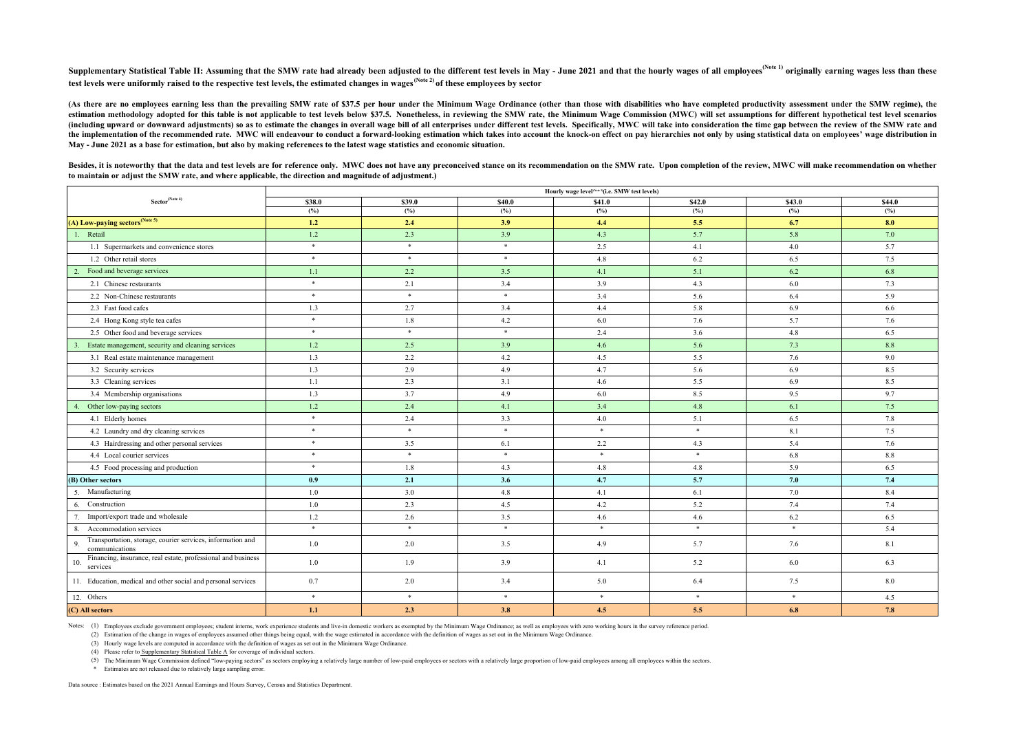**Supplementary Statistical Table II: Assuming that the SMW rate had already been adjusted to the different test levels in May - June 2021 and that the hourly wages of all employees(Note 1) originally earning wages less than these test levels were uniformly raised to the respective test levels, the estimated changes in wages(Note 2) of these employees by sector**

**(As there are no employees earning less than the prevailing SMW rate of $37.5 per hour under the Minimum Wage Ordinance (other than those with disabilities who have completed productivity assessment under the SMW regime), the estimation methodology adopted for this table is not applicable to test levels below $37.5. Nonetheless, in reviewing the SMW rate, the Minimum Wage Commission (MWC) will set assumptions for different hypothetical test level scenarios (including upward or downward adjustments) so as to estimate the changes in overall wage bill of all enterprises under different test levels. Specifically, MWC will take into consideration the time gap between the review of the SMW rate and the implementation of the recommended rate. MWC will endeavour to conduct a forward-looking estimation which takes into account the knock-on effect on pay hierarchies not only by using statistical data on employees' wage distribution in May - June 2021 as a base for estimation, but also by making references to the latest wage statistics and economic situation.**

**Besides, it is noteworthy that the data and test levels are for reference only. MWC does not have any preconceived stance on its recommendation on the SMW rate. Upon completion of the review, MWC will make recommendation on whether to maintain or adjust the SMW rate, and where applicable, the direction and magnitude of adjustment.)**

| Sector(Note 4) | Hourly wage level(Note 3)(i.e. SMW test levels) | | | | | | |
|---|---|---|---|---|---|---|---|
| | $38.0 | $39.0 | $40.0 | $41.0 | $42.0 | $43.0 | $44.0 |
| | (%) | (%) | (%) | (%) | (%) | (%) | (%) |
| **(A) Low-paying sectors(Note 5)** | **1.2** | **2.4** | **3.9** | **4.4** | **5.5** | **6.7** | **8.0** |
| 1. Retail | 1.2 | 2.3 | 3.9 | 4.3 | 5.7 | 5.8 | 7.0 |
| 1.1 Supermarkets and convenience stores | * | * | * | 2.5 | 4.1 | 4.0 | 5.7 |
| 1.2 Other retail stores | * | * | * | 4.8 | 6.2 | 6.5 | 7.5 |
| 2. Food and beverage services | 1.1 | 2.2 | 3.5 | 4.1 | 5.1 | 6.2 | 6.8 |
| 2.1 Chinese restaurants | * | 2.1 | 3.4 | 3.9 | 4.3 | 6.0 | 7.3 |
| 2.2 Non-Chinese restaurants | * | * | * | 3.4 | 5.6 | 6.4 | 5.9 |
| 2.3 Fast food cafes | 1.3 | 2.7 | 3.4 | 4.4 | 5.8 | 6.9 | 6.6 |
| 2.4 Hong Kong style tea cafes | * | 1.8 | 4.2 | 6.0 | 7.6 | 5.7 | 7.6 |
| 2.5 Other food and beverage services | * | * | * | 2.4 | 3.6 | 4.8 | 6.5 |
| 3. Estate management, security and cleaning services | 1.2 | 2.5 | 3.9 | 4.6 | 5.6 | 7.3 | 8.8 |
| 3.1 Real estate maintenance management | 1.3 | 2.2 | 4.2 | 4.5 | 5.5 | 7.6 | 9.0 |
| 3.2 Security services | 1.3 | 2.9 | 4.9 | 4.7 | 5.6 | 6.9 | 8.5 |
| 3.3 Cleaning services | 1.1 | 2.3 | 3.1 | 4.6 | 5.5 | 6.9 | 8.5 |
| 3.4 Membership organisations | 1.3 | 3.7 | 4.9 | 6.0 | 8.5 | 9.5 | 9.7 |
| 4. Other low-paying sectors | 1.2 | 2.4 | 4.1 | 3.4 | 4.8 | 6.1 | 7.5 |
| 4.1 Elderly homes | * | 2.4 | 3.3 | 4.0 | 5.1 | 6.5 | 7.8 |
| 4.2 Laundry and dry cleaning services | * | * | * | * | * | 8.1 | 7.5 |
| 4.3 Hairdressing and other personal services | * | 3.5 | 6.1 | 2.2 | 4.3 | 5.4 | 7.6 |
| 4.4 Local courier services | * | * | * | * | * | 6.8 | 8.8 |
| 4.5 Food processing and production | * | 1.8 | 4.3 | 4.8 | 4.8 | 5.9 | 6.5 |
| **(B) Other sectors** | **0.9** | **2.1** | **3.6** | **4.7** | **5.7** | **7.0** | **7.4** |
| 5. Manufacturing | 1.0 | 3.0 | 4.8 | 4.1 | 6.1 | 7.0 | 8.4 |
| 6. Construction | 1.0 | 2.3 | 4.5 | 4.2 | 5.2 | 7.4 | 7.4 |
| 7. Import/export trade and wholesale | 1.2 | 2.6 | 3.5 | 4.6 | 4.6 | 6.2 | 6.5 |
| 8. Accommodation services | * | * | * | * | * | * | 5.4 |
| 9. Transportation, storage, courier services, information and communications | 1.0 | 2.0 | 3.5 | 4.9 | 5.7 | 7.6 | 8.1 |
| 10. Financing, insurance, real estate, professional and business services | 1.0 | 1.9 | 3.9 | 4.1 | 5.2 | 6.0 | 6.3 |
| 11. Education, medical and other social and personal services | 0.7 | 2.0 | 3.4 | 5.0 | 6.4 | 7.5 | 8.0 |
| 12. Others | * | * | * | * | * | * | 4.5 |
| **(C) All sectors** | **1.1** | **2.3** | **3.8** | **4.5** | **5.5** | **6.8** | **7.8** |

Notes: (1) Employees exclude government employees; student interns, work experience students and live-in domestic workers as exempted by the Minimum Wage Ordinance; as well as employees with zero working hours in the survey reference period.

(2) Estimation of the change in wages of employees assumed other things being equal, with the wage estimated in accordance with the definition of wages as set out in the Minimum Wage Ordinance.

(3) Hourly wage levels are computed in accordance with the definition of wages as set out in the Minimum Wage Ordinance.

(4) Please refer to Supplementary Statistical Table A for coverage of individual sectors.

(5) The Minimum Wage Commission defined "low-paying sectors" as sectors employing a relatively large number of low-paid employees or sectors with a relatively large proportion of low-paid employees among all employees within the sectors.

\* Estimates are not released due to relatively large sampling error.

Data source : Estimates based on the 2021 Annual Earnings and Hours Survey, Census and Statistics Department.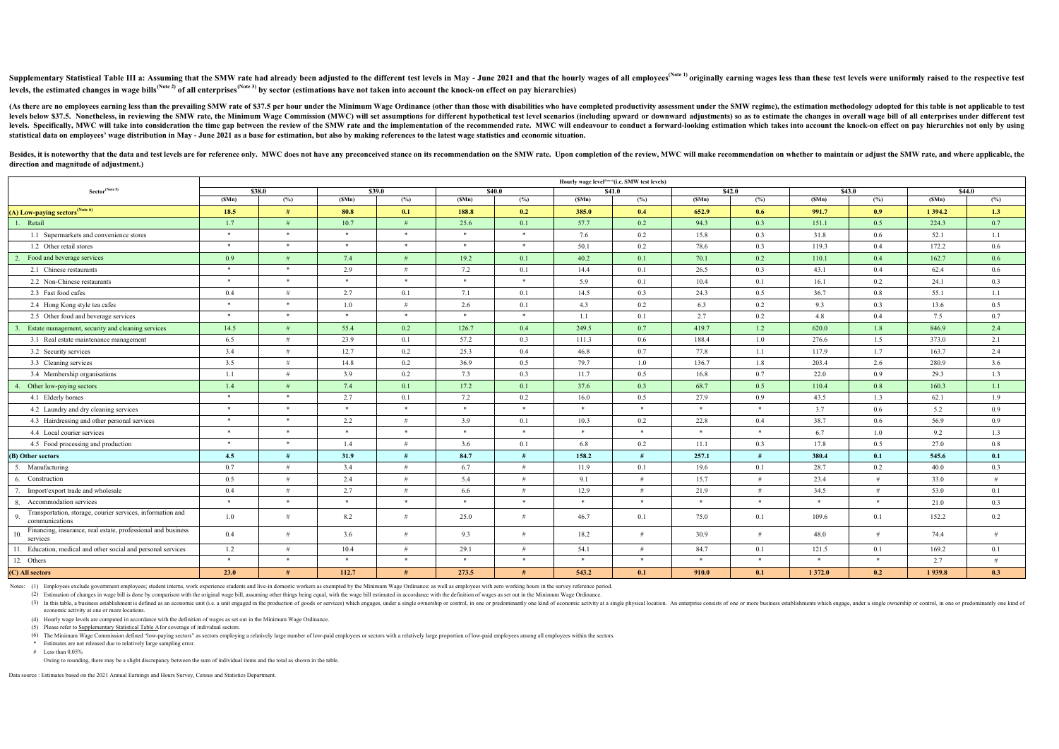**Supplementary Statistical Table III a: Assuming that the SMW rate had already been adjusted to the different test levels in May - June 2021 and that the hourly wages of all employees[(Note 1)] originally earning wages less than these test levels were uniformly raised to the respective test levels, the estimated changes in wage bills[(Note 2)] of all enterprises[(Note 3)] by sector (estimations have not taken into account the knock-on effect on pay hierarchies)**

**(As there are no employees earning less than the prevailing SMW rate of $37.5 per hour under the Minimum Wage Ordinance (other than those with disabilities who have completed productivity assessment under the SMW regime), the estimation methodology adopted for this table is not applicable to test levels below $37.5. Nonetheless, in reviewing the SMW rate, the Minimum Wage Commission (MWC) will set assumptions for different hypothetical test level scenarios (including upward or downward adjustments) so as to estimate the changes in overall wage bill of all enterprises under different test levels. Specifically, MWC will take into consideration the time gap between the review of the SMW rate and the implementation of the recommended rate. MWC will endeavour to conduct a forward-looking estimation which takes into account the knock-on effect on pay hierarchies not only by using statistical data on employees' wage distribution in May - June 2021 as a base for estimation, but also by making references to the latest wage statistics and economic situation.**

**Besides, it is noteworthy that the data and test levels are for reference only. MWC does not have any preconceived stance on its recommendation on the SMW rate. Upon completion of the review, MWC will make recommendation on whether to maintain or adjust the SMW rate, and where applicable, the direction and magnitude of adjustment.)**

| Sector[(Note 5)] | Hourly wage level[(Note 4)] (i.e. SMW test levels) | | | | | | | | | | | | | |
|---|---|---|---|---|---|---|---|---|---|---|---|---|---|---|
| | $38.0 | | $39.0 | | $40.0 | | $41.0 | | $42.0 | | $43.0 | | $44.0 | |
| | ($Mn) | (%) | ($Mn) | (%) | ($Mn) | (%) | ($Mn) | (%) | ($Mn) | (%) | ($Mn) | (%) | ($Mn) | (%) |
| **(A) Low-paying sectors[(Note 6)]** | **18.5** | **#** | **80.8** | **0.1** | **188.8** | **0.2** | **385.0** | **0.4** | **652.9** | **0.6** | **991.7** | **0.9** | **1 394.2** | **1.3** |
| 1. Retail | 1.7 | # | 10.7 | # | 25.6 | 0.1 | 57.7 | 0.2 | 94.3 | 0.3 | 151.1 | 0.5 | 224.3 | 0.7 |
| 1.1 Supermarkets and convenience stores | * | * | * | * | * | * | 7.6 | 0.2 | 15.8 | 0.3 | 31.8 | 0.6 | 52.1 | 1.1 |
| 1.2 Other retail stores | * | * | * | * | * | * | 50.1 | 0.2 | 78.6 | 0.3 | 119.3 | 0.4 | 172.2 | 0.6 |
| 2. Food and beverage services | 0.9 | # | 7.4 | # | 19.2 | 0.1 | 40.2 | 0.1 | 70.1 | 0.2 | 110.1 | 0.4 | 162.7 | 0.6 |
| 2.1 Chinese restaurants | * | * | 2.9 | # | 7.2 | 0.1 | 14.4 | 0.1 | 26.5 | 0.3 | 43.1 | 0.4 | 62.4 | 0.6 |
| 2.2 Non-Chinese restaurants | * | * | * | * | * | * | 5.9 | 0.1 | 10.4 | 0.1 | 16.1 | 0.2 | 24.1 | 0.3 |
| 2.3 Fast food cafes | 0.4 | # | 2.7 | 0.1 | 7.1 | 0.1 | 14.5 | 0.3 | 24.3 | 0.5 | 36.7 | 0.8 | 55.1 | 1.1 |
| 2.4 Hong Kong style tea cafes | * | * | 1.0 | # | 2.6 | 0.1 | 4.3 | 0.2 | 6.3 | 0.2 | 9.3 | 0.3 | 13.6 | 0.5 |
| 2.5 Other food and beverage services | * | * | * | * | * | * | 1.1 | 0.1 | 2.7 | 0.2 | 4.8 | 0.4 | 7.5 | 0.7 |
| 3. Estate management, security and cleaning services | 14.5 | # | 55.4 | 0.2 | 126.7 | 0.4 | 249.5 | 0.7 | 419.7 | 1.2 | 620.0 | 1.8 | 846.9 | 2.4 |
| 3.1 Real estate maintenance management | 6.5 | # | 23.9 | 0.1 | 57.2 | 0.3 | 111.3 | 0.6 | 188.4 | 1.0 | 276.6 | 1.5 | 373.0 | 2.1 |
| 3.2 Security services | 3.4 | # | 12.7 | 0.2 | 25.3 | 0.4 | 46.8 | 0.7 | 77.8 | 1.1 | 117.9 | 1.7 | 163.7 | 2.4 |
| 3.3 Cleaning services | 3.5 | # | 14.8 | 0.2 | 36.9 | 0.5 | 79.7 | 1.0 | 136.7 | 1.8 | 203.4 | 2.6 | 280.9 | 3.6 |
| 3.4 Membership organisations | 1.1 | # | 3.9 | 0.2 | 7.3 | 0.3 | 11.7 | 0.5 | 16.8 | 0.7 | 22.0 | 0.9 | 29.3 | 1.3 |
| 4. Other low-paying sectors | 1.4 | # | 7.4 | 0.1 | 17.2 | 0.1 | 37.6 | 0.3 | 68.7 | 0.5 | 110.4 | 0.8 | 160.3 | 1.1 |
| 4.1 Elderly homes | * | * | 2.7 | 0.1 | 7.2 | 0.2 | 16.0 | 0.5 | 27.9 | 0.9 | 43.5 | 1.3 | 62.1 | 1.9 |
| 4.2 Laundry and dry cleaning services | * | * | * | * | * | * | * | * | * | * | 3.7 | 0.6 | 5.2 | 0.9 |
| 4.3 Hairdressing and other personal services | * | * | 2.2 | # | 3.9 | 0.1 | 10.3 | 0.2 | 22.8 | 0.4 | 38.7 | 0.6 | 56.9 | 0.9 |
| 4.4 Local courier services | * | * | * | * | * | * | * | * | * | * | 6.7 | 1.0 | 9.2 | 1.3 |
| 4.5 Food processing and production | * | * | 1.4 | # | 3.6 | 0.1 | 6.8 | 0.2 | 11.1 | 0.3 | 17.8 | 0.5 | 27.0 | 0.8 |
| **(B) Other sectors** | **4.5** | **#** | **31.9** | **#** | **84.7** | **#** | **158.2** | **#** | **257.1** | **#** | **380.4** | **0.1** | **545.6** | **0.1** |
| 5. Manufacturing | 0.7 | # | 3.4 | # | 6.7 | # | 11.9 | 0.1 | 19.6 | 0.1 | 28.7 | 0.2 | 40.0 | 0.3 |
| 6. Construction | 0.5 | # | 2.4 | # | 5.4 | # | 9.1 | # | 15.7 | # | 23.4 | # | 33.0 | # |
| 7. Import/export trade and wholesale | 0.4 | # | 2.7 | # | 6.6 | # | 12.9 | # | 21.9 | # | 34.5 | # | 53.0 | 0.1 |
| 8. Accommodation services | * | * | * | * | * | * | * | * | * | * | * | * | 21.0 | 0.3 |
| 9. Transportation, storage, courier services, information and communications | 1.0 | # | 8.2 | # | 25.0 | # | 46.7 | 0.1 | 75.0 | 0.1 | 109.6 | 0.1 | 152.2 | 0.2 |
| 10. Financing, insurance, real estate, professional and business services | 0.4 | # | 3.6 | # | 9.3 | # | 18.2 | # | 30.9 | # | 48.0 | # | 74.4 | # |
| 11. Education, medical and other social and personal services | 1.2 | # | 10.4 | # | 29.1 | # | 54.1 | # | 84.7 | 0.1 | 121.5 | 0.1 | 169.2 | 0.1 |
| 12. Others | * | * | * | * | * | * | * | * | * | * | * | * | 2.7 | # |
| **(C) All sectors** | **23.0** | **#** | **112.7** | **#** | **273.5** | **#** | **543.2** | **0.1** | **910.0** | **0.1** | **1 372.0** | **0.2** | **1 939.8** | **0.3** |

Notes: (1) Employees exclude government employees; student interns, work experience students and live-in domestic workers as exempted by the Minimum Wage Ordinance; as well as employees with zero working hours in the survey reference period.

(2) Estimation of changes in wage bill is done by comparison with the original wage bill, assuming other things being equal, with the wage bill estimated in accordance with the definition of wages as set out in the Minimum Wage Ordinance.

(3) In this table, a business establishment is defined as an economic unit (i.e. a unit engaged in the production of goods or services) which engages, under a single ownership or control, in one or predominantly one kind of economic activity at a single physical location. An enterprise consists of one or more business establishments which engage, under a single ownership or control, in one or predominantly one kind of economic activity at one or more locations.

(4) Hourly wage levels are computed in accordance with the definition of wages as set out in the Minimum Wage Ordinance.

(5) Please refer to Supplementary Statistical Table A for coverage of individual sectors.

(6) The Minimum Wage Commission defined "low-paying sectors" as sectors employing a relatively large number of low-paid employees or sectors with a relatively large proportion of low-paid employees among all employees within the sectors.

\* Estimates are not released due to relatively large sampling error.

\# Less than 0.05%

Owing to rounding, there may be a slight discrepancy between the sum of individual items and the total as shown in the table.

Data source : Estimates based on the 2021 Annual Earnings and Hours Survey, Census and Statistics Department.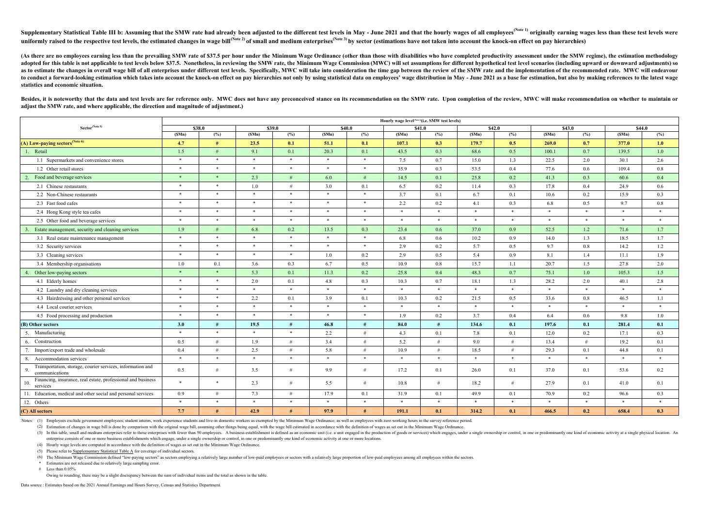**Supplementary Statistical Table III b: Assuming that the SMW rate had already been adjusted to the different test levels in May - June 2021 and that the hourly wages of all employees[(Note 1)] originally earning wages less than these test levels were uniformly raised to the respective test levels, the estimated changes in wage bill[(Note 2)] of small and medium enterprises[(Note 3)] by sector (estimations have not taken into account the knock-on effect on pay hierarchies)**

**(As there are no employees earning less than the prevailing SMW rate of $37.5 per hour under the Minimum Wage Ordinance (other than those with disabilities who have completed productivity assessment under the SMW regime), the estimation methodology adopted for this table is not applicable to test levels below $37.5. Nonetheless, in reviewing the SMW rate, the Minimum Wage Commission (MWC) will set assumptions for different hypothetical test level scenarios (including upward or downward adjustments) so as to estimate the changes in overall wage bill of all enterprises under different test levels. Specifically, MWC will take into consideration the time gap between the review of the SMW rate and the implementation of the recommended rate. MWC will endeavour to conduct a forward-looking estimation which takes into account the knock-on effect on pay hierarchies not only by using statistical data on employees' wage distribution in May - June 2021 as a base for estimation, but also by making references to the latest wage statistics and economic situation.**

**Besides, it is noteworthy that the data and test levels are for reference only. MWC does not have any preconceived stance on its recommendation on the SMW rate. Upon completion of the review, MWC will make recommendation on whether to maintain or adjust the SMW rate, and where applicable, the direction and magnitude of adjustment.)**

| Sector[(Note 5)] | Hourly wage level[(Note 4)] (i.e. SMW test levels) | | | | | | | | | | | | | |
|---|---|---|---|---|---|---|---|---|---|---|---|---|---|---|
| | $38.0 | | $39.0 | | $40.0 | | $41.0 | | $42.0 | | $43.0 | | $44.0 | |
| | ($Mn) | (%) | ($Mn) | (%) | ($Mn) | (%) | ($Mn) | (%) | ($Mn) | (%) | ($Mn) | (%) | ($Mn) | (%) |
| **(A) Low-paying sectors[(Note 6)]** | **4.7** | **#** | **23.5** | **0.1** | **51.1** | **0.1** | **107.1** | **0.3** | **179.7** | **0.5** | **269.0** | **0.7** | **377.0** | **1.0** |
| 1. Retail | 1.5 | # | 9.1 | 0.1 | 20.3 | 0.1 | 43.5 | 0.3 | 68.6 | 0.5 | 100.1 | 0.7 | 139.5 | 1.0 |
| 1.1 Supermarkets and convenience stores | * | * | * | * | * | * | 7.5 | 0.7 | 15.0 | 1.3 | 22.5 | 2.0 | 30.1 | 2.6 |
| 1.2 Other retail stores | * | * | * | * | * | * | 35.9 | 0.3 | 53.5 | 0.4 | 77.6 | 0.6 | 109.4 | 0.8 |
| 2. Food and beverage services | * | * | 2.3 | # | 6.0 | # | 14.5 | 0.1 | 25.8 | 0.2 | 41.3 | 0.3 | 60.6 | 0.4 |
| 2.1 Chinese restaurants | * | * | 1.0 | # | 3.0 | 0.1 | 6.5 | 0.2 | 11.4 | 0.3 | 17.8 | 0.4 | 24.9 | 0.6 |
| 2.2 Non-Chinese restaurants | * | * | * | * | * | * | 3.7 | 0.1 | 6.7 | 0.1 | 10.6 | 0.2 | 15.9 | 0.3 |
| 2.3 Fast food cafes | * | * | * | * | * | * | 2.2 | 0.2 | 4.1 | 0.3 | 6.8 | 0.5 | 9.7 | 0.8 |
| 2.4 Hong Kong style tea cafes | * | * | * | * | * | * | * | * | * | * | * | * | * | * |
| 2.5 Other food and beverage services | * | * | * | * | * | * | * | * | * | * | * | * | * | * |
| 3. Estate management, security and cleaning services | 1.9 | # | 6.8 | 0.2 | 13.5 | 0.3 | 23.4 | 0.6 | 37.0 | 0.9 | 52.5 | 1.2 | 71.6 | 1.7 |
| 3.1 Real estate maintenance management | * | * | * | * | * | * | 6.8 | 0.6 | 10.2 | 0.9 | 14.0 | 1.3 | 18.5 | 1.7 |
| 3.2 Security services | * | * | * | * | * | * | 2.9 | 0.2 | 5.7 | 0.5 | 9.7 | 0.8 | 14.2 | 1.2 |
| 3.3 Cleaning services | * | * | * | * | 1.0 | 0.2 | 2.9 | 0.5 | 5.4 | 0.9 | 8.1 | 1.4 | 11.1 | 1.9 |
| 3.4 Membership organisations | 1.0 | 0.1 | 3.6 | 0.3 | 6.7 | 0.5 | 10.9 | 0.8 | 15.7 | 1.1 | 20.7 | 1.5 | 27.8 | 2.0 |
| 4. Other low-paying sectors | * | * | 5.3 | 0.1 | 11.3 | 0.2 | 25.8 | 0.4 | 48.3 | 0.7 | 75.1 | 1.0 | 105.3 | 1.5 |
| 4.1 Elderly homes | * | * | 2.0 | 0.1 | 4.8 | 0.3 | 10.3 | 0.7 | 18.1 | 1.3 | 28.2 | 2.0 | 40.1 | 2.8 |
| 4.2 Laundry and dry cleaning services | * | * | * | * | * | * | * | * | * | * | * | * | * | * |
| 4.3 Hairdressing and other personal services | * | * | 2.2 | 0.1 | 3.9 | 0.1 | 10.3 | 0.2 | 21.5 | 0.5 | 33.6 | 0.8 | 46.5 | 1.1 |
| 4.4 Local courier services | * | * | * | * | * | * | * | * | * | * | * | * | * | * |
| 4.5 Food processing and production | * | * | * | * | * | * | 1.9 | 0.2 | 3.7 | 0.4 | 6.4 | 0.6 | 9.8 | 1.0 |
| **(B) Other sectors** | **3.0** | **#** | **19.5** | **#** | **46.8** | **#** | **84.0** | **#** | **134.6** | **0.1** | **197.6** | **0.1** | **281.4** | **0.1** |
| 5. Manufacturing | * | * | * | * | 2.2 | # | 4.3 | 0.1 | 7.8 | 0.1 | 12.0 | 0.2 | 17.1 | 0.3 |
| 6. Construction | 0.5 | # | 1.9 | # | 3.4 | # | 5.2 | # | 9.0 | # | 13.4 | # | 19.2 | 0.1 |
| 7. Import/export trade and wholesale | 0.4 | # | 2.5 | # | 5.8 | # | 10.9 | # | 18.5 | # | 29.3 | 0.1 | 44.8 | 0.1 |
| 8. Accommodation services | * | * | * | * | * | * | * | * | * | * | * | * | * | * |
| 9. Transportation, storage, courier services, information and communications | 0.5 | # | 3.5 | # | 9.9 | # | 17.2 | 0.1 | 26.0 | 0.1 | 37.0 | 0.1 | 53.6 | 0.2 |
| 10. Financing, insurance, real estate, professional and business services | * | * | 2.3 | # | 5.5 | # | 10.8 | # | 18.2 | # | 27.9 | 0.1 | 41.0 | 0.1 |
| 11. Education, medical and other social and personal services | 0.9 | # | 7.3 | # | 17.9 | 0.1 | 31.9 | 0.1 | 49.9 | 0.1 | 70.9 | 0.2 | 96.6 | 0.3 |
| 12. Others | * | * | * | * | * | * | * | * | * | * | * | * | * | * |
| **(C) All sectors** | **7.7** | **#** | **42.9** | **#** | **97.9** | **#** | **191.1** | **0.1** | **314.2** | **0.1** | **466.5** | **0.2** | **658.4** | **0.3** |

Notes: (1) Employees exclude government employees; student interns, work experience students and live-in domestic workers as exempted by the Minimum Wage Ordinance; as well as employees with zero working hours in the survey reference period.

(2) Estimation of changes in wage bill is done by comparison with the original wage bill, assuming other things being equal, with the wage bill estimated in accordance with the definition of wages as set out in the Minimum Wage Ordinance.

(3) In this table, small and medium enterprises refer to those enterprises with fewer than 50 employees. A business establishment is defined as an economic unit (i.e. a unit engaged in the production of goods or services) which engages, under a single ownership or control, in one or predominantly one kind of economic activity at a single physical location. An enterprise consists of one or more business establishments which engage, under a single ownership or control, in one or predominantly one kind of economic activity at one or more locations.

(4) Hourly wage levels are computed in accordance with the definition of wages as set out in the Minimum Wage Ordinance.

(5) Please refer to Supplementary Statistical Table A for coverage of individual sectors.

(6) The Minimum Wage Commission defined "low-paying sectors" as sectors employing a relatively large number of low-paid employees or sectors with a relatively large proportion of low-paid employees among all employees within the sectors.

\* Estimates are not released due to relatively large sampling error.

\# Less than 0.05%

Owing to rounding, there may be a slight discrepancy between the sum of individual items and the total as shown in the table.

Data source : Estimates based on the 2021 Annual Earnings and Hours Survey, Census and Statistics Department.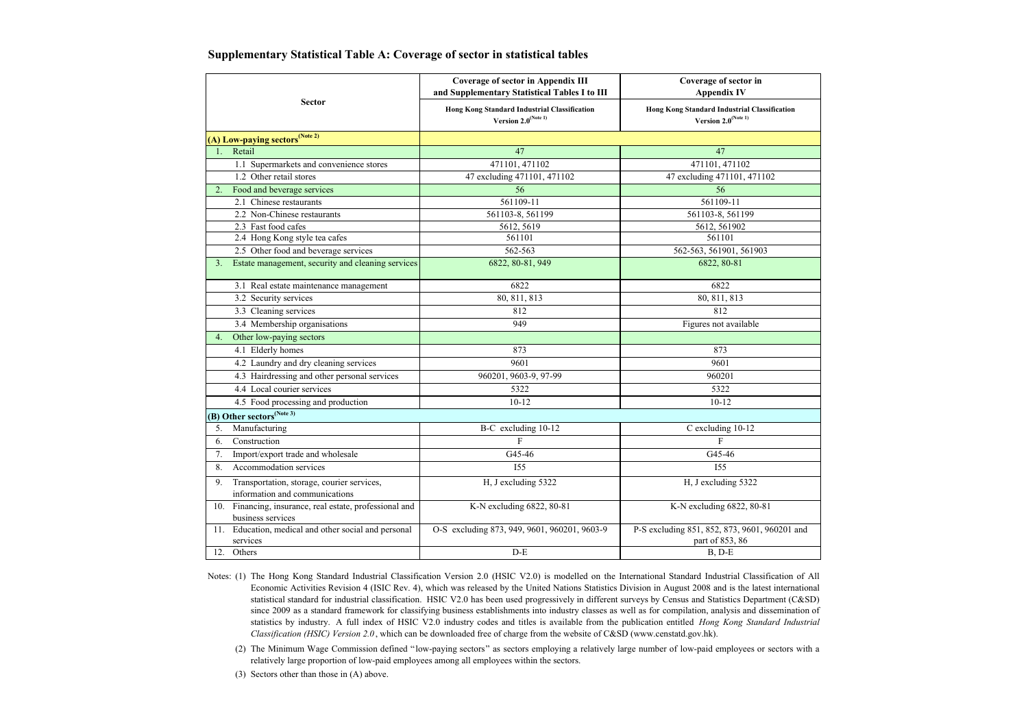## Supplementary Statistical Table A: Coverage of sector in statistical tables

| Sector | Coverage of sector in Appendix III and Supplementary Statistical Tables I to III | Coverage of sector in Appendix IV |
|---|---|---|
| | Hong Kong Standard Industrial Classification Version 2.0[(Note 1)] | Hong Kong Standard Industrial Classification Version 2.0[(Note 1)] |
| **(A) Low-paying sectors[(Note 2)]** | | |
| 1. Retail | 47 | 47 |
| 1.1 Supermarkets and convenience stores | 471101, 471102 | 471101, 471102 |
| 1.2 Other retail stores | 47 excluding 471101, 471102 | 47 excluding 471101, 471102 |
| 2. Food and beverage services | 56 | 56 |
| 2.1 Chinese restaurants | 561109-11 | 561109-11 |
| 2.2 Non-Chinese restaurants | 561103-8, 561199 | 561103-8, 561199 |
| 2.3 Fast food cafes | 5612, 5619 | 5612, 561902 |
| 2.4 Hong Kong style tea cafes | 561101 | 561101 |
| 2.5 Other food and beverage services | 562-563 | 562-563, 561901, 561903 |
| 3. Estate management, security and cleaning services | 6822, 80-81, 949 | 6822, 80-81 |
| 3.1 Real estate maintenance management | 6822 | 6822 |
| 3.2 Security services | 80, 811, 813 | 80, 811, 813 |
| 3.3 Cleaning services | 812 | 812 |
| 3.4 Membership organisations | 949 | Figures not available |
| 4. Other low-paying sectors | | |
| 4.1 Elderly homes | 873 | 873 |
| 4.2 Laundry and dry cleaning services | 9601 | 9601 |
| 4.3 Hairdressing and other personal services | 960201, 9603-9, 97-99 | 960201 |
| 4.4 Local courier services | 5322 | 5322 |
| 4.5 Food processing and production | 10-12 | 10-12 |
| **(B) Other sectors[(Note 3)]** | | |
| 5. Manufacturing | B-C excluding 10-12 | C excluding 10-12 |
| 6. Construction | F | F |
| 7. Import/export trade and wholesale | G45-46 | G45-46 |
| 8. Accommodation services | I55 | I55 |
| 9. Transportation, storage, courier services, information and communications | H, J excluding 5322 | H, J excluding 5322 |
| 10. Financing, insurance, real estate, professional and business services | K-N excluding 6822, 80-81 | K-N excluding 6822, 80-81 |
| 11. Education, medical and other social and personal services | O-S excluding 873, 949, 9601, 960201, 9603-9 | P-S excluding 851, 852, 873, 9601, 960201 and part of 853, 86 |
| 12. Others | D-E | B, D-E |

Notes: (1) The Hong Kong Standard Industrial Classification Version 2.0 (HSIC V2.0) is modelled on the International Standard Industrial Classification of All Economic Activities Revision 4 (ISIC Rev. 4), which was released by the United Nations Statistics Division in August 2008 and is the latest international statistical standard for industrial classification. HSIC V2.0 has been used progressively in different surveys by Census and Statistics Department (C&SD) since 2009 as a standard framework for classifying business establishments into industry classes as well as for compilation, analysis and dissemination of statistics by industry. A full index of HSIC V2.0 industry codes and titles is available from the publication entitled *Hong Kong Standard Industrial Classification (HSIC) Version 2.0*, which can be downloaded free of charge from the website of C&SD (www.censtatd.gov.hk).

(2) The Minimum Wage Commission defined "low-paying sectors" as sectors employing a relatively large number of low-paid employees or sectors with a relatively large proportion of low-paid employees among all employees within the sectors.

(3) Sectors other than those in (A) above.